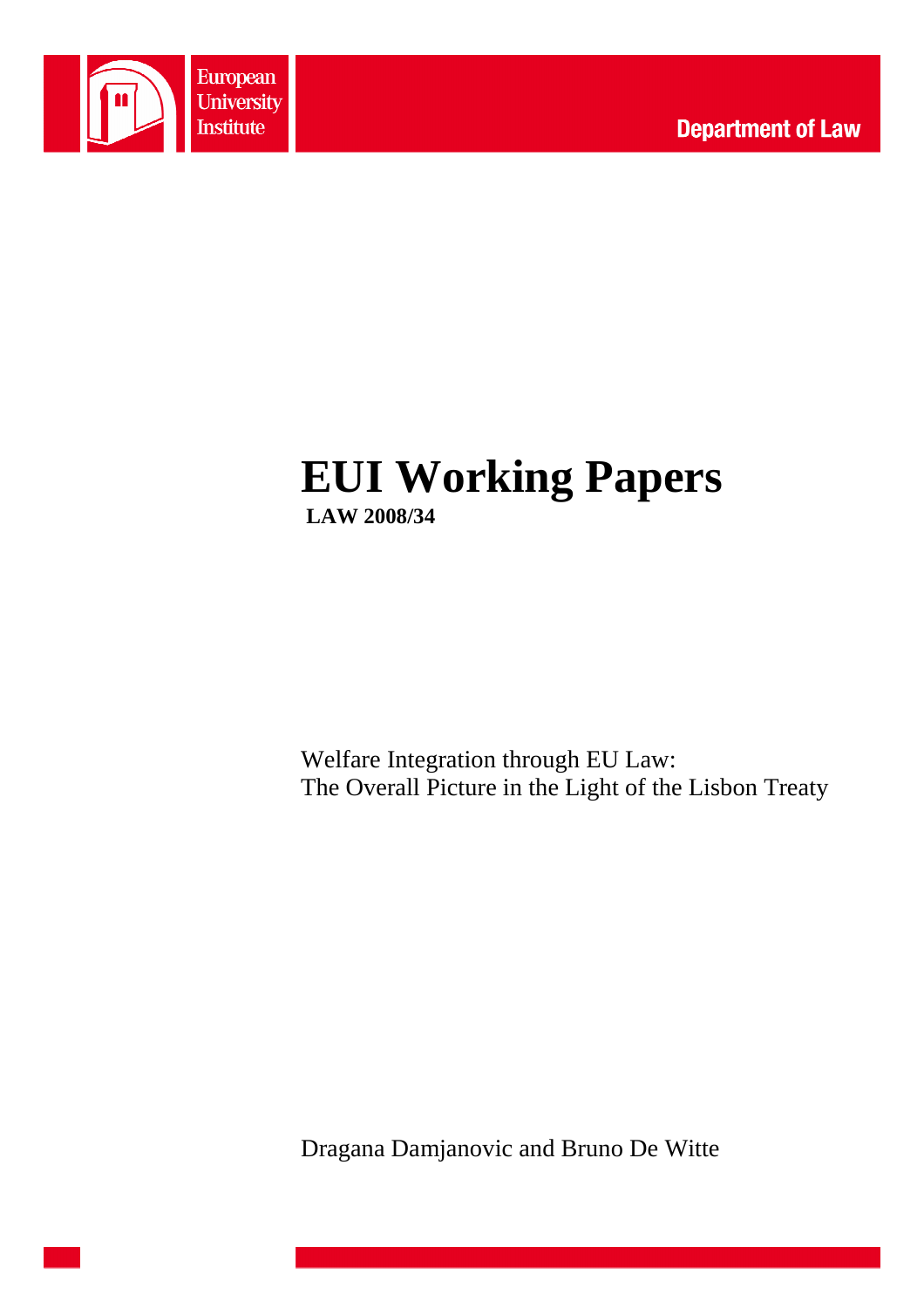European University Institute

Department of Law

# EUI Working Papers

**LAW 2008/34**

Welfare Integration through EU Law:
The Overall Picture in the Light of the Lisbon Treaty

Dragana Damjanovic and Bruno De Witte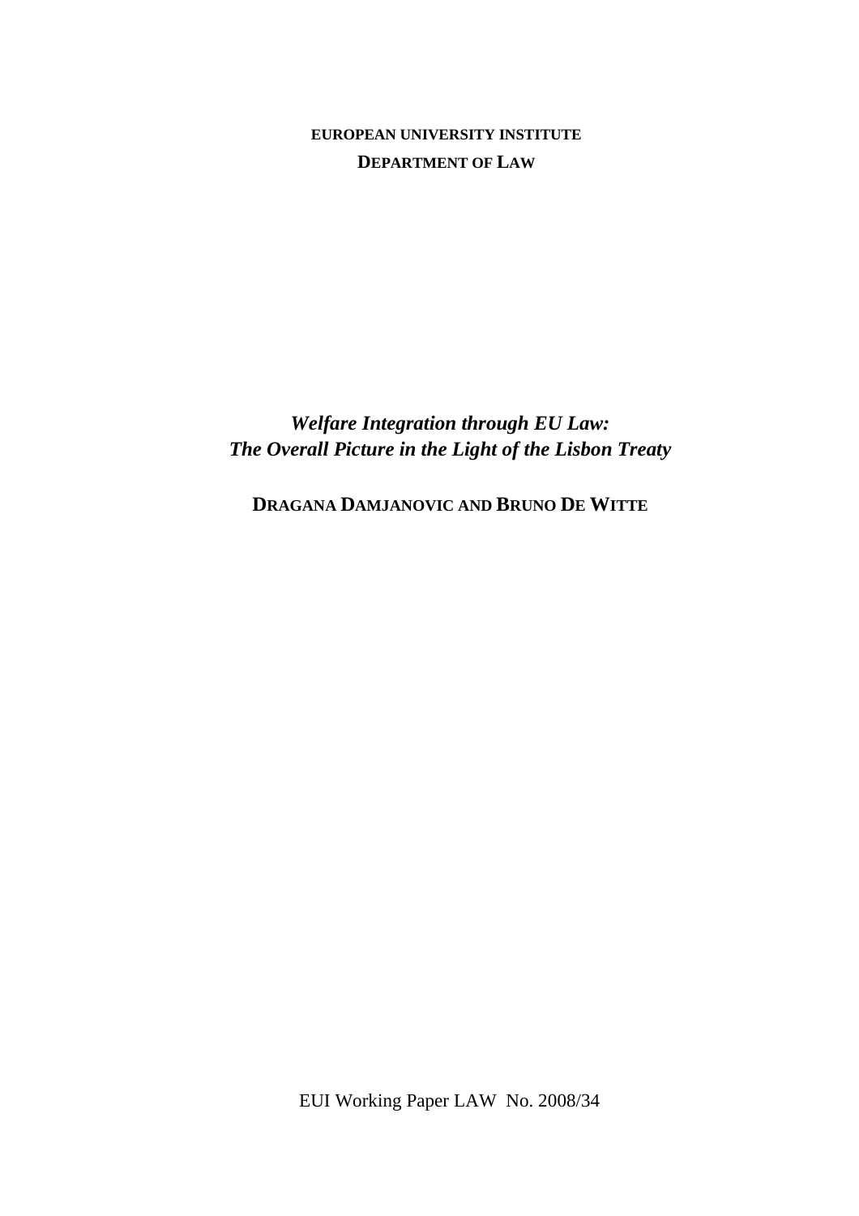**EUROPEAN UNIVERSITY INSTITUTE**

**DEPARTMENT OF LAW**

# *Welfare Integration through EU Law: The Overall Picture in the Light of the Lisbon Treaty*

**DRAGANA DAMJANOVIC AND BRUNO DE WITTE**

EUI Working Paper LAW No. 2008/34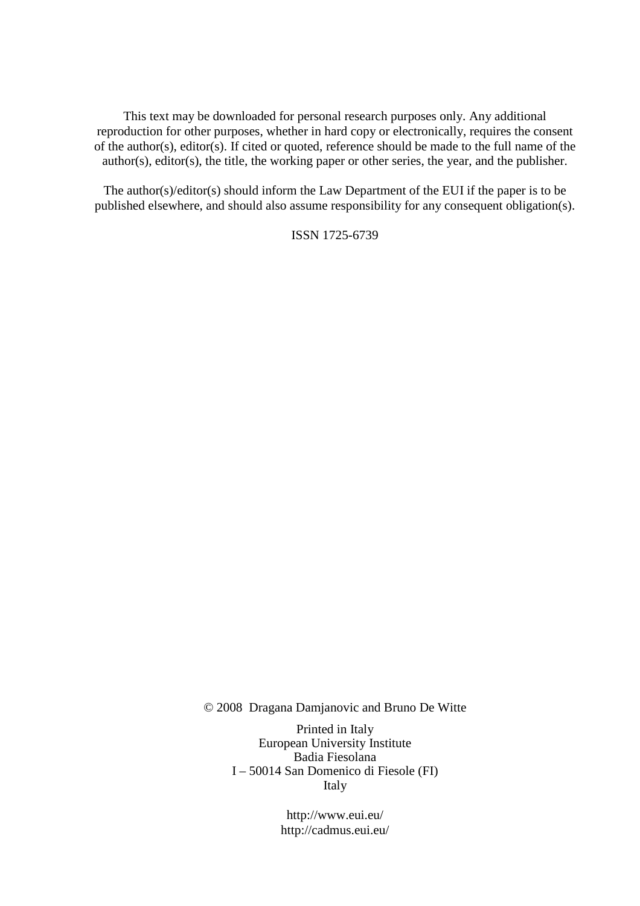This text may be downloaded for personal research purposes only. Any additional reproduction for other purposes, whether in hard copy or electronically, requires the consent of the author(s), editor(s). If cited or quoted, reference should be made to the full name of the author(s), editor(s), the title, the working paper or other series, the year, and the publisher.

The author(s)/editor(s) should inform the Law Department of the EUI if the paper is to be published elsewhere, and should also assume responsibility for any consequent obligation(s).

ISSN 1725-6739

© 2008 Dragana Damjanovic and Bruno De Witte

Printed in Italy
European University Institute
Badia Fiesolana
I – 50014 San Domenico di Fiesole (FI)
Italy

http://www.eui.eu/
http://cadmus.eui.eu/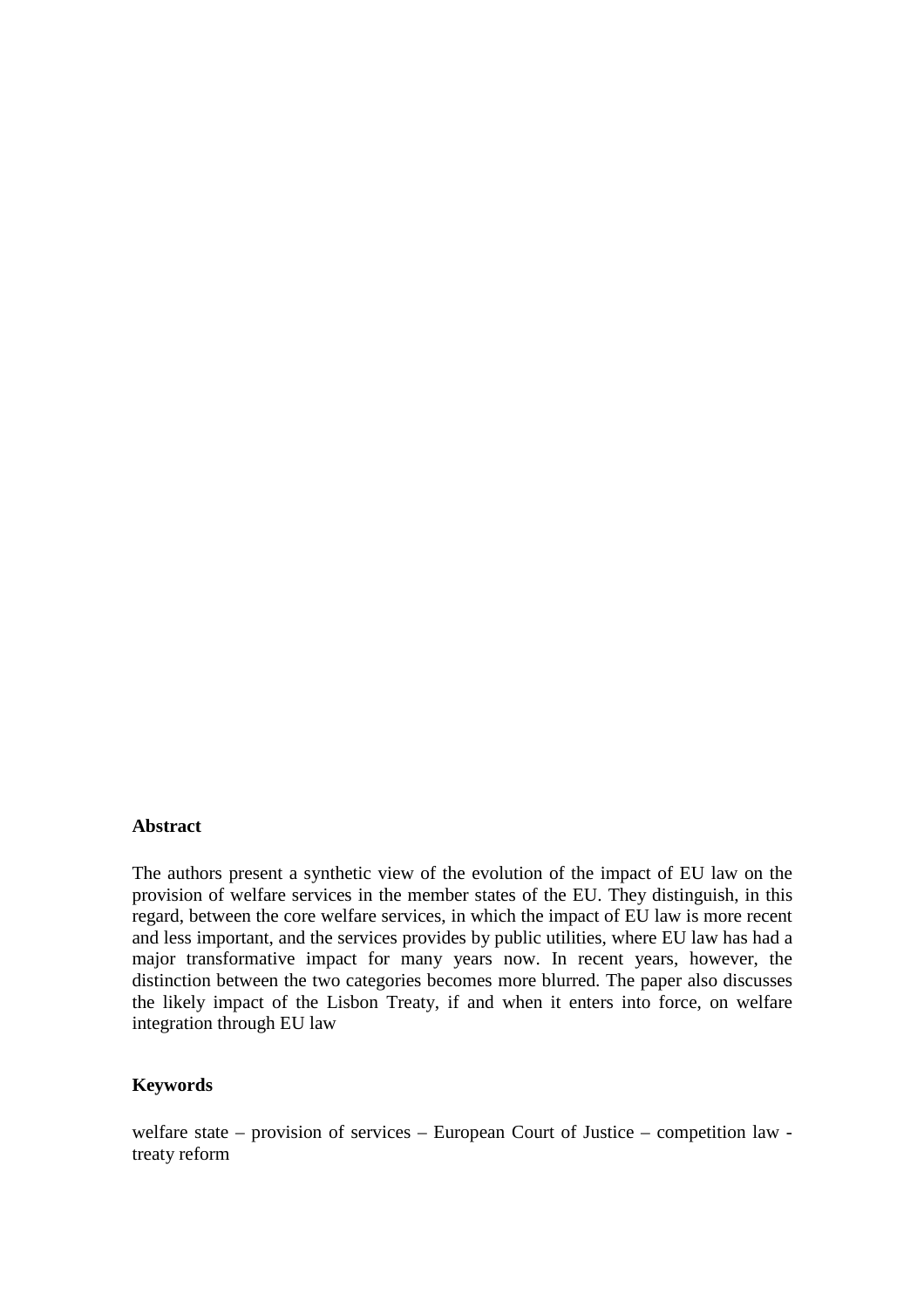**Abstract**

The authors present a synthetic view of the evolution of the impact of EU law on the provision of welfare services in the member states of the EU. They distinguish, in this regard, between the core welfare services, in which the impact of EU law is more recent and less important, and the services provides by public utilities, where EU law has had a major transformative impact for many years now. In recent years, however, the distinction between the two categories becomes more blurred. The paper also discusses the likely impact of the Lisbon Treaty, if and when it enters into force, on welfare integration through EU law

**Keywords**

welfare state – provision of services – European Court of Justice – competition law - treaty reform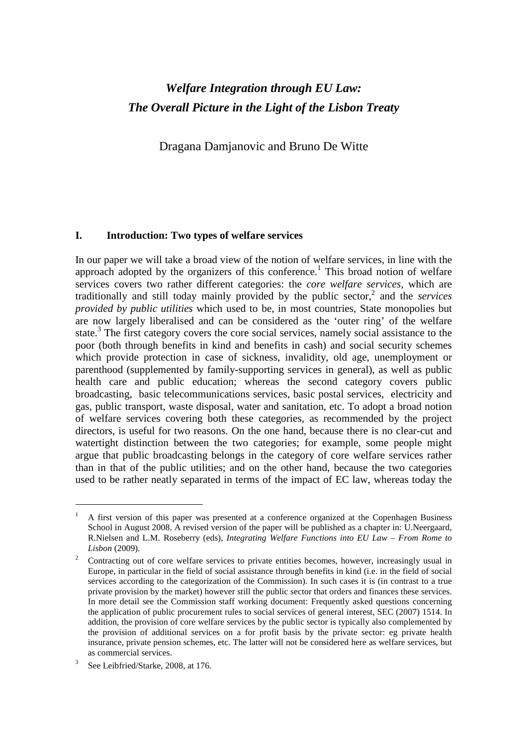# *Welfare Integration through EU Law: The Overall Picture in the Light of the Lisbon Treaty*

Dragana Damjanovic and Bruno De Witte

## I. Introduction: Two types of welfare services

In our paper we will take a broad view of the notion of welfare services, in line with the approach adopted by the organizers of this conference.[1] This broad notion of welfare services covers two rather different categories: the *core welfare services*, which are traditionally and still today mainly provided by the public sector,[2] and the *services provided by public utilities* which used to be, in most countries, State monopolies but are now largely liberalised and can be considered as the 'outer ring' of the welfare state.[3] The first category covers the core social services, namely social assistance to the poor (both through benefits in kind and benefits in cash) and social security schemes which provide protection in case of sickness, invalidity, old age, unemployment or parenthood (supplemented by family-supporting services in general), as well as public health care and public education; whereas the second category covers public broadcasting, basic telecommunications services, basic postal services, electricity and gas, public transport, waste disposal, water and sanitation, etc. To adopt a broad notion of welfare services covering both these categories, as recommended by the project directors, is useful for two reasons. On the one hand, because there is no clear-cut and watertight distinction between the two categories; for example, some people might argue that public broadcasting belongs in the category of core welfare services rather than in that of the public utilities; and on the other hand, because the two categories used to be rather neatly separated in terms of the impact of EC law, whereas today the

---

[1] A first version of this paper was presented at a conference organized at the Copenhagen Business School in August 2008. A revised version of the paper will be published as a chapter in: U.Neergaard, R.Nielsen and L.M. Roseberry (eds), *Integrating Welfare Functions into EU Law – From Rome to Lisbon* (2009).

[2] Contracting out of core welfare services to private entities becomes, however, increasingly usual in Europe, in particular in the field of social assistance through benefits in kind (i.e. in the field of social services according to the categorization of the Commission). In such cases it is (in contrast to a true private provision by the market) however still the public sector that orders and finances these services. In more detail see the Commission staff working document: Frequently asked questions concerning the application of public procurement rules to social services of general interest, SEC (2007) 1514. In addition, the provision of core welfare services by the public sector is typically also complemented by the provision of additional services on a for profit basis by the private sector: eg private health insurance, private pension schemes, etc. The latter will not be considered here as welfare services, but as commercial services.

[3] See Leibfried/Starke, 2008, at 176.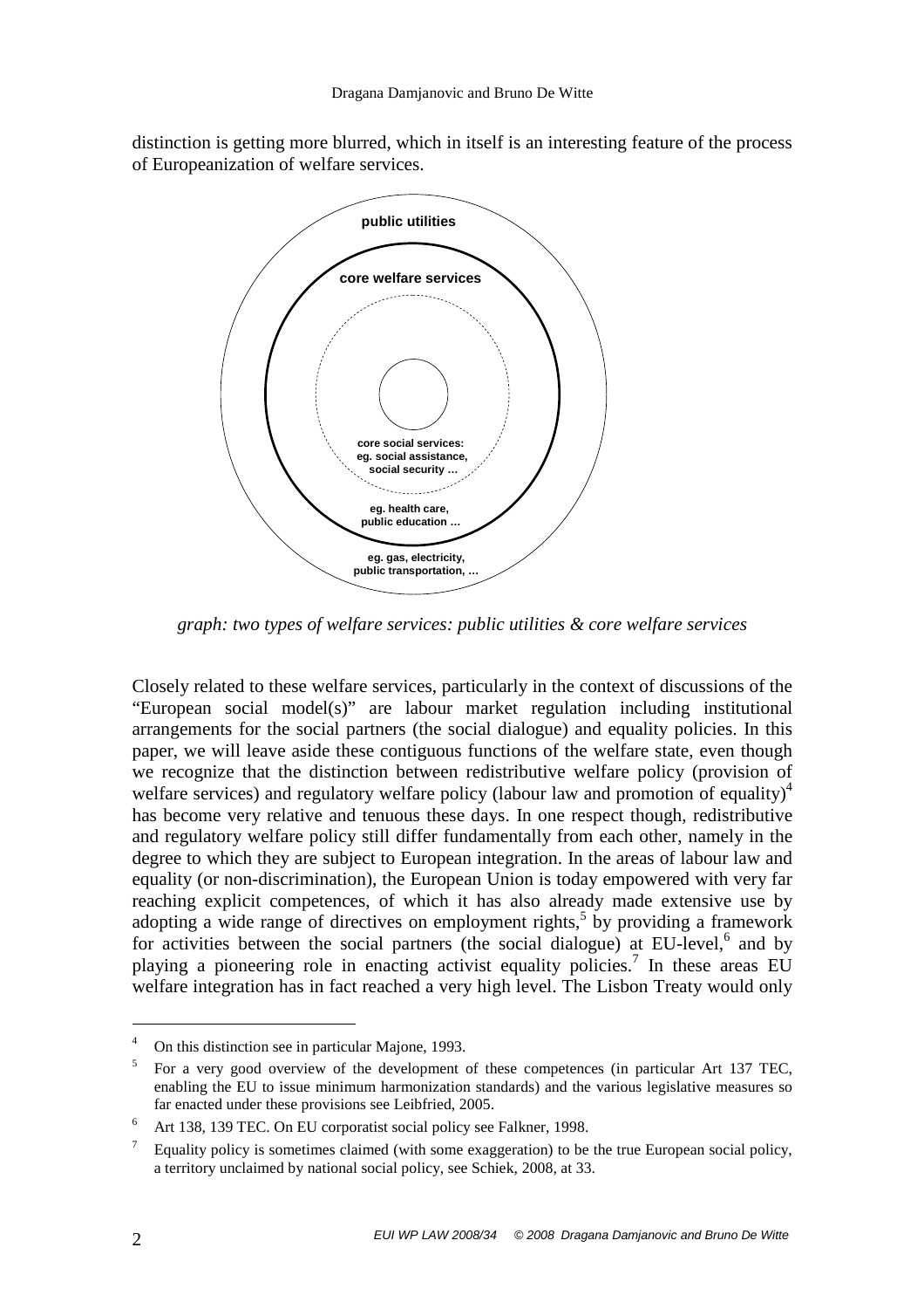distinction is getting more blurred, which in itself is an interesting feature of the process of Europeanization of welfare services.

public utilities

core welfare services

core social services: eg. social assistance, social security …

eg. health care, public education …

eg. gas, electricity, public transportation, …

*graph: two types of welfare services: public utilities & core welfare services*

Closely related to these welfare services, particularly in the context of discussions of the "European social model(s)" are labour market regulation including institutional arrangements for the social partners (the social dialogue) and equality policies. In this paper, we will leave aside these contiguous functions of the welfare state, even though we recognize that the distinction between redistributive welfare policy (provision of welfare services) and regulatory welfare policy (labour law and promotion of equality)[4] has become very relative and tenuous these days. In one respect though, redistributive and regulatory welfare policy still differ fundamentally from each other, namely in the degree to which they are subject to European integration. In the areas of labour law and equality (or non-discrimination), the European Union is today empowered with very far reaching explicit competences, of which it has also already made extensive use by adopting a wide range of directives on employment rights,[5] by providing a framework for activities between the social partners (the social dialogue) at EU-level,[6] and by playing a pioneering role in enacting activist equality policies.[7] In these areas EU welfare integration has in fact reached a very high level. The Lisbon Treaty would only

---

[4] On this distinction see in particular Majone, 1993.

[5] For a very good overview of the development of these competences (in particular Art 137 TEC, enabling the EU to issue minimum harmonization standards) and the various legislative measures so far enacted under these provisions see Leibfried, 2005.

[6] Art 138, 139 TEC. On EU corporatist social policy see Falkner, 1998.

[7] Equality policy is sometimes claimed (with some exaggeration) to be the true European social policy, a territory unclaimed by national social policy, see Schiek, 2008, at 33.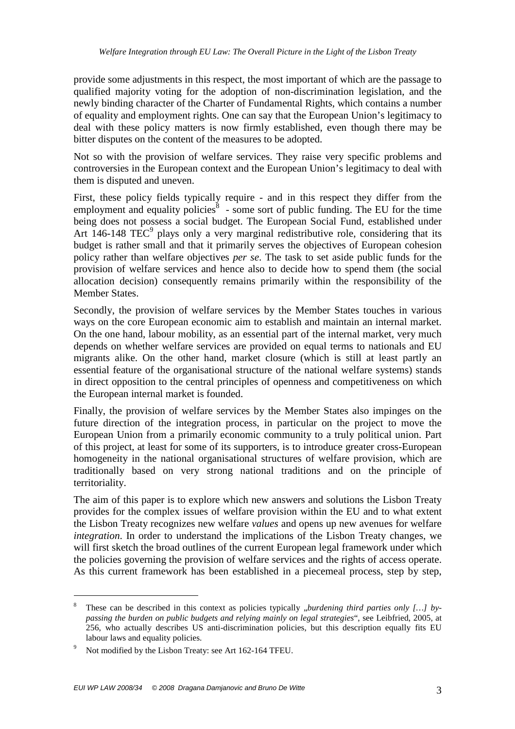provide some adjustments in this respect, the most important of which are the passage to qualified majority voting for the adoption of non-discrimination legislation, and the newly binding character of the Charter of Fundamental Rights, which contains a number of equality and employment rights. One can say that the European Union's legitimacy to deal with these policy matters is now firmly established, even though there may be bitter disputes on the content of the measures to be adopted.

Not so with the provision of welfare services. They raise very specific problems and controversies in the European context and the European Union's legitimacy to deal with them is disputed and uneven.

First, these policy fields typically require - and in this respect they differ from the employment and equality policies[8] - some sort of public funding. The EU for the time being does not possess a social budget. The European Social Fund, established under Art 146-148 TEC[9] plays only a very marginal redistributive role, considering that its budget is rather small and that it primarily serves the objectives of European cohesion policy rather than welfare objectives *per se*. The task to set aside public funds for the provision of welfare services and hence also to decide how to spend them (the social allocation decision) consequently remains primarily within the responsibility of the Member States.

Secondly, the provision of welfare services by the Member States touches in various ways on the core European economic aim to establish and maintain an internal market. On the one hand, labour mobility, as an essential part of the internal market, very much depends on whether welfare services are provided on equal terms to nationals and EU migrants alike. On the other hand, market closure (which is still at least partly an essential feature of the organisational structure of the national welfare systems) stands in direct opposition to the central principles of openness and competitiveness on which the European internal market is founded.

Finally, the provision of welfare services by the Member States also impinges on the future direction of the integration process, in particular on the project to move the European Union from a primarily economic community to a truly political union. Part of this project, at least for some of its supporters, is to introduce greater cross-European homogeneity in the national organisational structures of welfare provision, which are traditionally based on very strong national traditions and on the principle of territoriality.

The aim of this paper is to explore which new answers and solutions the Lisbon Treaty provides for the complex issues of welfare provision within the EU and to what extent the Lisbon Treaty recognizes new welfare *values* and opens up new avenues for welfare *integration*. In order to understand the implications of the Lisbon Treaty changes, we will first sketch the broad outlines of the current European legal framework under which the policies governing the provision of welfare services and the rights of access operate. As this current framework has been established in a piecemeal process, step by step,

---

[8] These can be described in this context as policies typically „*burdening third parties only […] by-passing the burden on public budgets and relying mainly on legal strategies*", see Leibfried, 2005, at 256, who actually describes US anti-discrimination policies, but this description equally fits EU labour laws and equality policies.

[9] Not modified by the Lisbon Treaty: see Art 162-164 TFEU.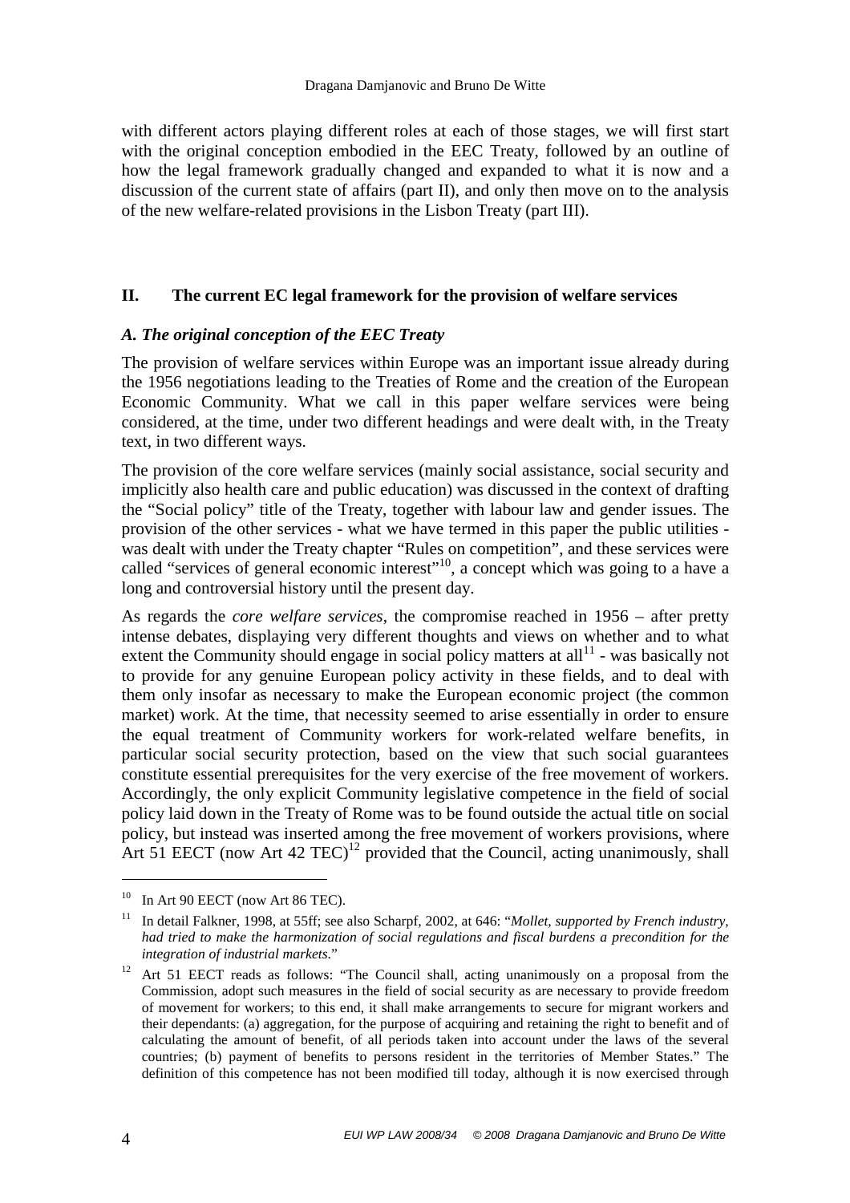with different actors playing different roles at each of those stages, we will first start with the original conception embodied in the EEC Treaty, followed by an outline of how the legal framework gradually changed and expanded to what it is now and a discussion of the current state of affairs (part II), and only then move on to the analysis of the new welfare-related provisions in the Lisbon Treaty (part III).

## II. The current EC legal framework for the provision of welfare services

### *A. The original conception of the EEC Treaty*

The provision of welfare services within Europe was an important issue already during the 1956 negotiations leading to the Treaties of Rome and the creation of the European Economic Community. What we call in this paper welfare services were being considered, at the time, under two different headings and were dealt with, in the Treaty text, in two different ways.

The provision of the core welfare services (mainly social assistance, social security and implicitly also health care and public education) was discussed in the context of drafting the "Social policy" title of the Treaty, together with labour law and gender issues. The provision of the other services - what we have termed in this paper the public utilities - was dealt with under the Treaty chapter "Rules on competition", and these services were called "services of general economic interest"[10], a concept which was going to a have a long and controversial history until the present day.

As regards the *core welfare services*, the compromise reached in 1956 – after pretty intense debates, displaying very different thoughts and views on whether and to what extent the Community should engage in social policy matters at all[11] - was basically not to provide for any genuine European policy activity in these fields, and to deal with them only insofar as necessary to make the European economic project (the common market) work. At the time, that necessity seemed to arise essentially in order to ensure the equal treatment of Community workers for work-related welfare benefits, in particular social security protection, based on the view that such social guarantees constitute essential prerequisites for the very exercise of the free movement of workers. Accordingly, the only explicit Community legislative competence in the field of social policy laid down in the Treaty of Rome was to be found outside the actual title on social policy, but instead was inserted among the free movement of workers provisions, where Art 51 EECT (now Art 42 TEC)[12] provided that the Council, acting unanimously, shall

---

[10] In Art 90 EECT (now Art 86 TEC).

[11] In detail Falkner, 1998, at 55ff; see also Scharpf, 2002, at 646: "*Mollet, supported by French industry, had tried to make the harmonization of social regulations and fiscal burdens a precondition for the integration of industrial markets*."

[12] Art 51 EECT reads as follows: "The Council shall, acting unanimously on a proposal from the Commission, adopt such measures in the field of social security as are necessary to provide freedom of movement for workers; to this end, it shall make arrangements to secure for migrant workers and their dependants: (a) aggregation, for the purpose of acquiring and retaining the right to benefit and of calculating the amount of benefit, of all periods taken into account under the laws of the several countries; (b) payment of benefits to persons resident in the territories of Member States." The definition of this competence has not been modified till today, although it is now exercised through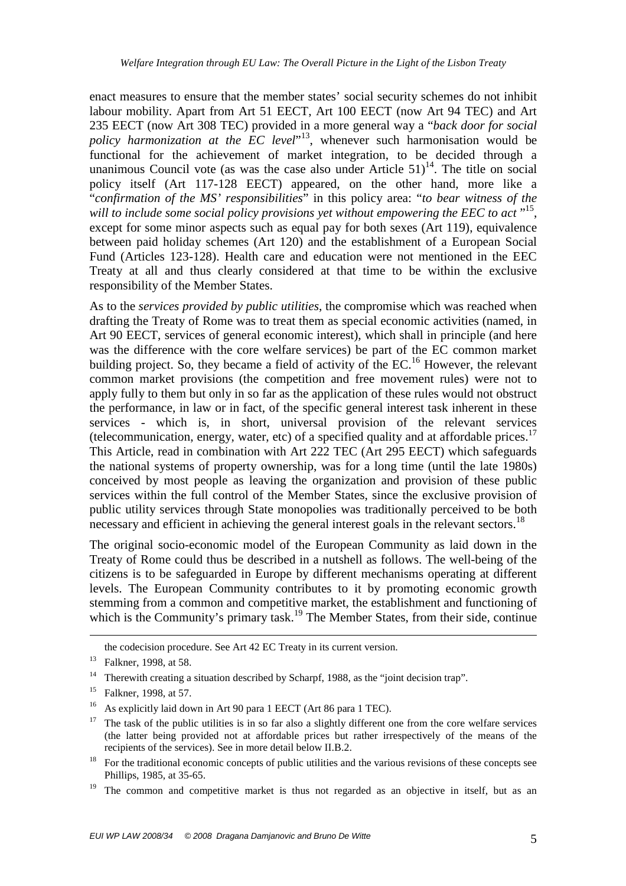enact measures to ensure that the member states' social security schemes do not inhibit labour mobility. Apart from Art 51 EECT, Art 100 EECT (now Art 94 TEC) and Art 235 EECT (now Art 308 TEC) provided in a more general way a "*back door for social policy harmonization at the EC level*"[13], whenever such harmonisation would be functional for the achievement of market integration, to be decided through a unanimous Council vote (as was the case also under Article 51)[14]. The title on social policy itself (Art 117-128 EECT) appeared, on the other hand, more like a "*confirmation of the MS' responsibilities*" in this policy area: "*to bear witness of the will to include some social policy provisions yet without empowering the EEC to act* "[15], except for some minor aspects such as equal pay for both sexes (Art 119), equivalence between paid holiday schemes (Art 120) and the establishment of a European Social Fund (Articles 123-128). Health care and education were not mentioned in the EEC Treaty at all and thus clearly considered at that time to be within the exclusive responsibility of the Member States.

As to the *services provided by public utilities*, the compromise which was reached when drafting the Treaty of Rome was to treat them as special economic activities (named, in Art 90 EECT, services of general economic interest), which shall in principle (and here was the difference with the core welfare services) be part of the EC common market building project. So, they became a field of activity of the EC.[16] However, the relevant common market provisions (the competition and free movement rules) were not to apply fully to them but only in so far as the application of these rules would not obstruct the performance, in law or in fact, of the specific general interest task inherent in these services - which is, in short, universal provision of the relevant services (telecommunication, energy, water, etc) of a specified quality and at affordable prices.[17] This Article, read in combination with Art 222 TEC (Art 295 EECT) which safeguards the national systems of property ownership, was for a long time (until the late 1980s) conceived by most people as leaving the organization and provision of these public services within the full control of the Member States, since the exclusive provision of public utility services through State monopolies was traditionally perceived to be both necessary and efficient in achieving the general interest goals in the relevant sectors.[18]

The original socio-economic model of the European Community as laid down in the Treaty of Rome could thus be described in a nutshell as follows. The well-being of the citizens is to be safeguarded in Europe by different mechanisms operating at different levels. The European Community contributes to it by promoting economic growth stemming from a common and competitive market, the establishment and functioning of which is the Community's primary task.[19] The Member States, from their side, continue

---

the codecision procedure. See Art 42 EC Treaty in its current version.

[13] Falkner, 1998, at 58.

[14] Therewith creating a situation described by Scharpf, 1988, as the "joint decision trap".

[15] Falkner, 1998, at 57.

[16] As explicitly laid down in Art 90 para 1 EECT (Art 86 para 1 TEC).

[17] The task of the public utilities is in so far also a slightly different one from the core welfare services (the latter being provided not at affordable prices but rather irrespectively of the means of the recipients of the services). See in more detail below II.B.2.

[18] For the traditional economic concepts of public utilities and the various revisions of these concepts see Phillips, 1985, at 35-65.

[19] The common and competitive market is thus not regarded as an objective in itself, but as an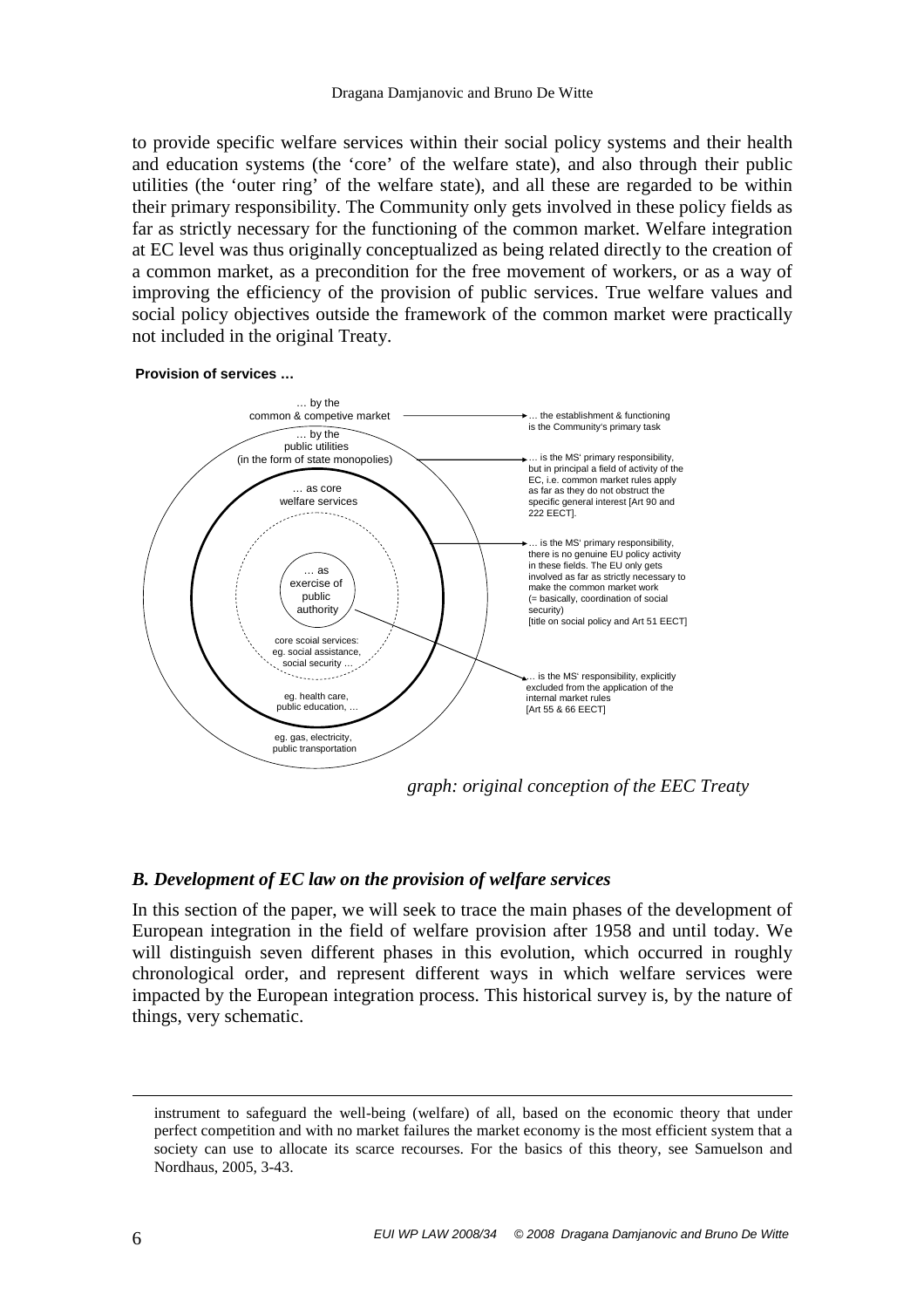to provide specific welfare services within their social policy systems and their health and education systems (the 'core' of the welfare state), and also through their public utilities (the 'outer ring' of the welfare state), and all these are regarded to be within their primary responsibility. The Community only gets involved in these policy fields as far as strictly necessary for the functioning of the common market. Welfare integration at EC level was thus originally conceptualized as being related directly to the creation of a common market, as a precondition for the free movement of workers, or as a way of improving the efficiency of the provision of public services. True welfare values and social policy objectives outside the framework of the common market were practically not included in the original Treaty.

**Provision of services …**

… by the common & competive market → … the establishment & functioning is the Community's primary task

… by the public utilities (in the form of state monopolies) → … is the MS' primary responsibility, but in principal a field of activity of the EC, i.e. common market rules apply as far as they do not obstruct the specific general interest [Art 90 and 222 EECT].

… as core welfare services → … is the MS' primary responsibility, there is no genuine EU policy activity in these fields. The EU only gets involved as far as strictly necessary to make the common market work (= basically, coordination of social security) [title on social policy and Art 51 EECT]

… as exercise of public authority → … is the MS' responsibility, explicitly excluded from the application of the internal market rules [Art 55 & 66 EECT]

core scoial services: eg. social assistance, social security …

eg. health care, public education, …

eg. gas, electricity, public transportation

*graph: original conception of the EEC Treaty*

### *B. Development of EC law on the provision of welfare services*

In this section of the paper, we will seek to trace the main phases of the development of European integration in the field of welfare provision after 1958 and until today. We will distinguish seven different phases in this evolution, which occurred in roughly chronological order, and represent different ways in which welfare services were impacted by the European integration process. This historical survey is, by the nature of things, very schematic.

---

instrument to safeguard the well-being (welfare) of all, based on the economic theory that under perfect competition and with no market failures the market economy is the most efficient system that a society can use to allocate its scarce recourses. For the basics of this theory, see Samuelson and Nordhaus, 2005, 3-43.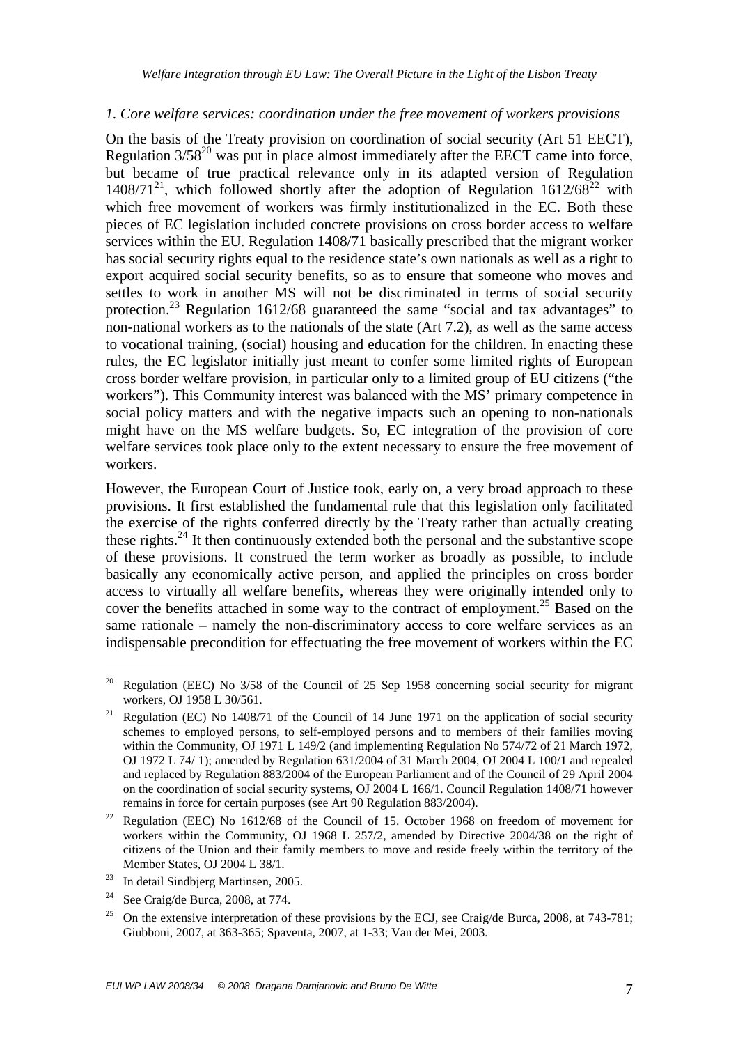### *1. Core welfare services: coordination under the free movement of workers provisions*

On the basis of the Treaty provision on coordination of social security (Art 51 EECT), Regulation 3/58[20] was put in place almost immediately after the EECT came into force, but became of true practical relevance only in its adapted version of Regulation 1408/71[21], which followed shortly after the adoption of Regulation 1612/68[22] with which free movement of workers was firmly institutionalized in the EC. Both these pieces of EC legislation included concrete provisions on cross border access to welfare services within the EU. Regulation 1408/71 basically prescribed that the migrant worker has social security rights equal to the residence state's own nationals as well as a right to export acquired social security benefits, so as to ensure that someone who moves and settles to work in another MS will not be discriminated in terms of social security protection.[23] Regulation 1612/68 guaranteed the same "social and tax advantages" to non-national workers as to the nationals of the state (Art 7.2), as well as the same access to vocational training, (social) housing and education for the children. In enacting these rules, the EC legislator initially just meant to confer some limited rights of European cross border welfare provision, in particular only to a limited group of EU citizens ("the workers"). This Community interest was balanced with the MS' primary competence in social policy matters and with the negative impacts such an opening to non-nationals might have on the MS welfare budgets. So, EC integration of the provision of core welfare services took place only to the extent necessary to ensure the free movement of workers.

However, the European Court of Justice took, early on, a very broad approach to these provisions. It first established the fundamental rule that this legislation only facilitated the exercise of the rights conferred directly by the Treaty rather than actually creating these rights.[24] It then continuously extended both the personal and the substantive scope of these provisions. It construed the term worker as broadly as possible, to include basically any economically active person, and applied the principles on cross border access to virtually all welfare benefits, whereas they were originally intended only to cover the benefits attached in some way to the contract of employment.[25] Based on the same rationale – namely the non-discriminatory access to core welfare services as an indispensable precondition for effectuating the free movement of workers within the EC

---

[20] Regulation (EEC) No 3/58 of the Council of 25 Sep 1958 concerning social security for migrant workers, OJ 1958 L 30/561.

[21] Regulation (EC) No 1408/71 of the Council of 14 June 1971 on the application of social security schemes to employed persons, to self-employed persons and to members of their families moving within the Community, OJ 1971 L 149/2 (and implementing Regulation No 574/72 of 21 March 1972, OJ 1972 L 74/ 1); amended by Regulation 631/2004 of 31 March 2004, OJ 2004 L 100/1 and repealed and replaced by Regulation 883/2004 of the European Parliament and of the Council of 29 April 2004 on the coordination of social security systems, OJ 2004 L 166/1. Council Regulation 1408/71 however remains in force for certain purposes (see Art 90 Regulation 883/2004).

[22] Regulation (EEC) No 1612/68 of the Council of 15. October 1968 on freedom of movement for workers within the Community, OJ 1968 L 257/2, amended by Directive 2004/38 on the right of citizens of the Union and their family members to move and reside freely within the territory of the Member States, OJ 2004 L 38/1.

[23] In detail Sindbjerg Martinsen, 2005.

[24] See Craig/de Burca, 2008, at 774.

[25] On the extensive interpretation of these provisions by the ECJ, see Craig/de Burca, 2008, at 743-781; Giubboni, 2007, at 363-365; Spaventa, 2007, at 1-33; Van der Mei, 2003.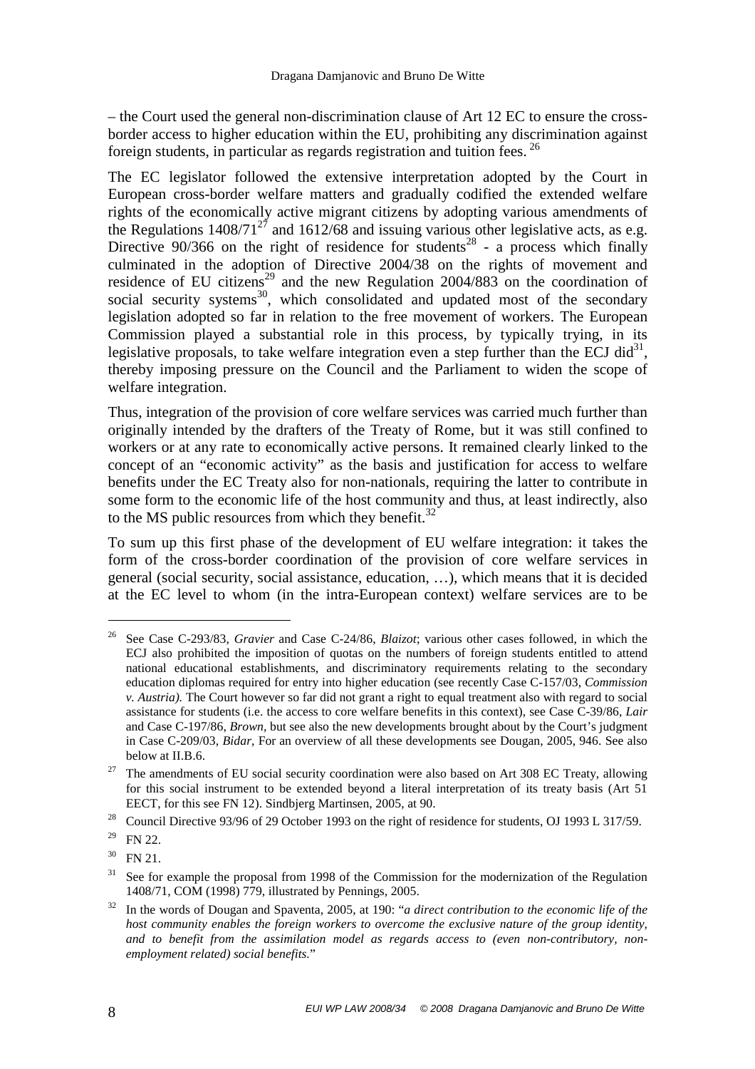– the Court used the general non-discrimination clause of Art 12 EC to ensure the cross-border access to higher education within the EU, prohibiting any discrimination against foreign students, in particular as regards registration and tuition fees. [26]

The EC legislator followed the extensive interpretation adopted by the Court in European cross-border welfare matters and gradually codified the extended welfare rights of the economically active migrant citizens by adopting various amendments of the Regulations 1408/71[27] and 1612/68 and issuing various other legislative acts, as e.g. Directive 90/366 on the right of residence for students[28] - a process which finally culminated in the adoption of Directive 2004/38 on the rights of movement and residence of EU citizens[29] and the new Regulation 2004/883 on the coordination of social security systems[30], which consolidated and updated most of the secondary legislation adopted so far in relation to the free movement of workers. The European Commission played a substantial role in this process, by typically trying, in its legislative proposals, to take welfare integration even a step further than the ECJ did[31], thereby imposing pressure on the Council and the Parliament to widen the scope of welfare integration.

Thus, integration of the provision of core welfare services was carried much further than originally intended by the drafters of the Treaty of Rome, but it was still confined to workers or at any rate to economically active persons. It remained clearly linked to the concept of an "economic activity" as the basis and justification for access to welfare benefits under the EC Treaty also for non-nationals, requiring the latter to contribute in some form to the economic life of the host community and thus, at least indirectly, also to the MS public resources from which they benefit.[32]

To sum up this first phase of the development of EU welfare integration: it takes the form of the cross-border coordination of the provision of core welfare services in general (social security, social assistance, education, …), which means that it is decided at the EC level to whom (in the intra-European context) welfare services are to be

---

[26] See Case C-293/83, *Gravier* and Case C-24/86, *Blaizot*; various other cases followed, in which the ECJ also prohibited the imposition of quotas on the numbers of foreign students entitled to attend national educational establishments, and discriminatory requirements relating to the secondary education diplomas required for entry into higher education (see recently Case C-157/03, *Commission v. Austria).* The Court however so far did not grant a right to equal treatment also with regard to social assistance for students (i.e. the access to core welfare benefits in this context), see Case C-39/86, *Lair* and Case C-197/86, *Brown*, but see also the new developments brought about by the Court's judgment in Case C-209/03, *Bidar*, For an overview of all these developments see Dougan, 2005, 946. See also below at II.B.6.

[27] The amendments of EU social security coordination were also based on Art 308 EC Treaty, allowing for this social instrument to be extended beyond a literal interpretation of its treaty basis (Art 51 EECT, for this see FN 12). Sindbjerg Martinsen, 2005, at 90.

[28] Council Directive 93/96 of 29 October 1993 on the right of residence for students, OJ 1993 L 317/59.

[29] FN 22.

[30] FN 21.

[31] See for example the proposal from 1998 of the Commission for the modernization of the Regulation 1408/71, COM (1998) 779, illustrated by Pennings, 2005.

[32] In the words of Dougan and Spaventa, 2005, at 190: "*a direct contribution to the economic life of the host community enables the foreign workers to overcome the exclusive nature of the group identity, and to benefit from the assimilation model as regards access to (even non-contributory, non-employment related) social benefits.*"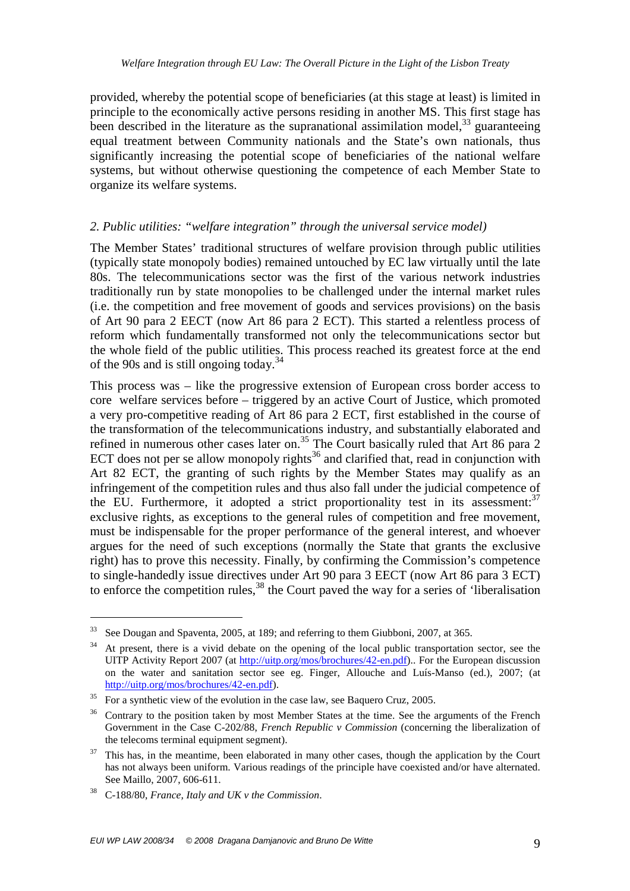provided, whereby the potential scope of beneficiaries (at this stage at least) is limited in principle to the economically active persons residing in another MS. This first stage has been described in the literature as the supranational assimilation model,[33] guaranteeing equal treatment between Community nationals and the State's own nationals, thus significantly increasing the potential scope of beneficiaries of the national welfare systems, but without otherwise questioning the competence of each Member State to organize its welfare systems.

### *2. Public utilities: "welfare integration" through the universal service model)*

The Member States' traditional structures of welfare provision through public utilities (typically state monopoly bodies) remained untouched by EC law virtually until the late 80s. The telecommunications sector was the first of the various network industries traditionally run by state monopolies to be challenged under the internal market rules (i.e. the competition and free movement of goods and services provisions) on the basis of Art 90 para 2 EECT (now Art 86 para 2 ECT). This started a relentless process of reform which fundamentally transformed not only the telecommunications sector but the whole field of the public utilities. This process reached its greatest force at the end of the 90s and is still ongoing today.[34]

This process was – like the progressive extension of European cross border access to core welfare services before – triggered by an active Court of Justice, which promoted a very pro-competitive reading of Art 86 para 2 ECT, first established in the course of the transformation of the telecommunications industry, and substantially elaborated and refined in numerous other cases later on.[35] The Court basically ruled that Art 86 para 2 ECT does not per se allow monopoly rights[36] and clarified that, read in conjunction with Art 82 ECT, the granting of such rights by the Member States may qualify as an infringement of the competition rules and thus also fall under the judicial competence of the EU. Furthermore, it adopted a strict proportionality test in its assessment:[37] exclusive rights, as exceptions to the general rules of competition and free movement, must be indispensable for the proper performance of the general interest, and whoever argues for the need of such exceptions (normally the State that grants the exclusive right) has to prove this necessity. Finally, by confirming the Commission's competence to single-handedly issue directives under Art 90 para 3 EECT (now Art 86 para 3 ECT) to enforce the competition rules,[38] the Court paved the way for a series of 'liberalisation

---

[33] See Dougan and Spaventa, 2005, at 189; and referring to them Giubboni, 2007, at 365.

[34] At present, there is a vivid debate on the opening of the local public transportation sector, see the UITP Activity Report 2007 (at http://uitp.org/mos/brochures/42-en.pdf).. For the European discussion on the water and sanitation sector see eg. Finger, Allouche and Luís-Manso (ed.), 2007; (at http://uitp.org/mos/brochures/42-en.pdf).

[35] For a synthetic view of the evolution in the case law, see Baquero Cruz, 2005.

[36] Contrary to the position taken by most Member States at the time. See the arguments of the French Government in the Case C-202/88, *French Republic v Commission* (concerning the liberalization of the telecoms terminal equipment segment).

[37] This has, in the meantime, been elaborated in many other cases, though the application by the Court has not always been uniform. Various readings of the principle have coexisted and/or have alternated. See Maillo, 2007, 606-611.

[38] C-188/80, *France, Italy and UK v the Commission*.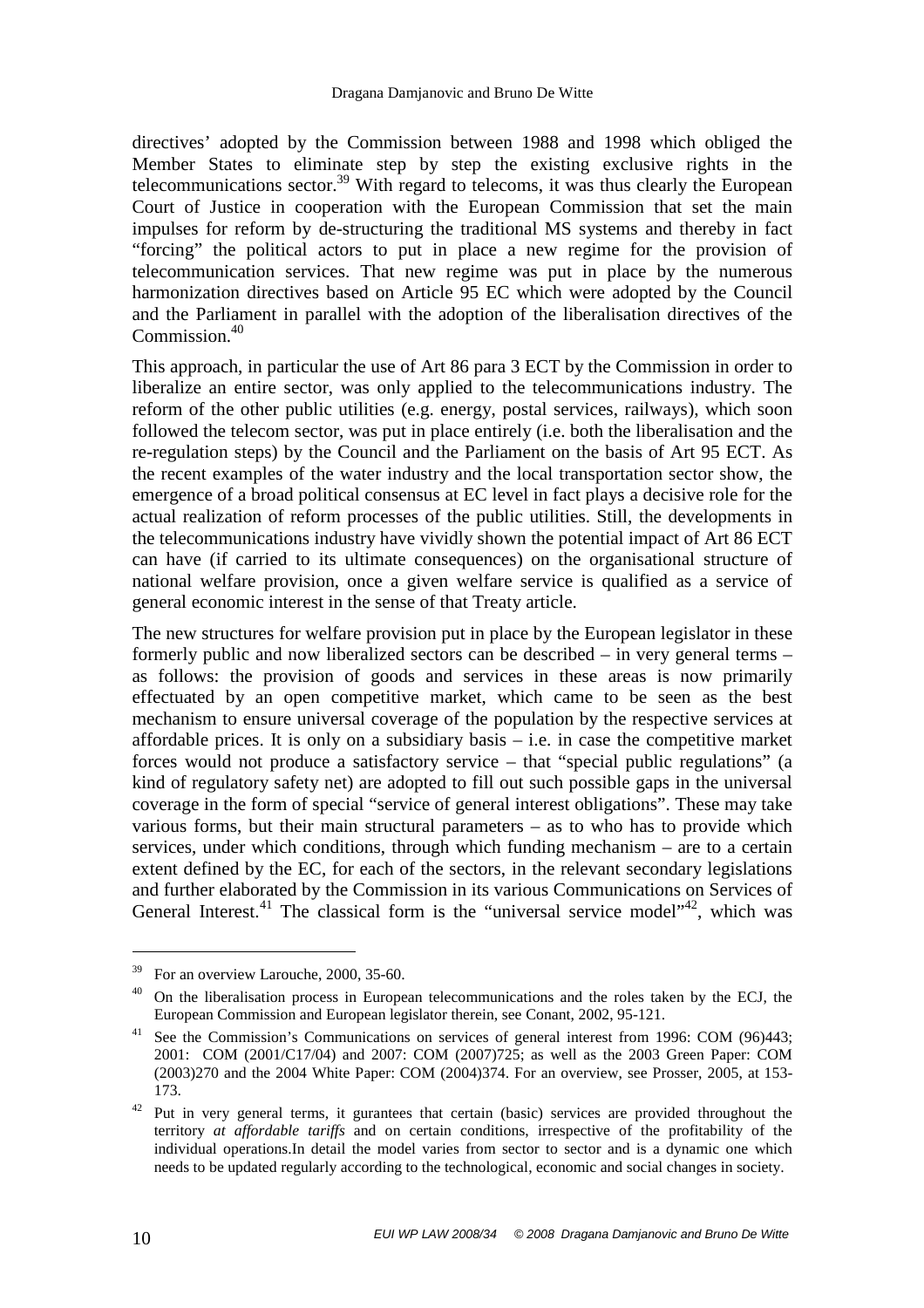directives' adopted by the Commission between 1988 and 1998 which obliged the Member States to eliminate step by step the existing exclusive rights in the telecommunications sector.[39] With regard to telecoms, it was thus clearly the European Court of Justice in cooperation with the European Commission that set the main impulses for reform by de-structuring the traditional MS systems and thereby in fact "forcing" the political actors to put in place a new regime for the provision of telecommunication services. That new regime was put in place by the numerous harmonization directives based on Article 95 EC which were adopted by the Council and the Parliament in parallel with the adoption of the liberalisation directives of the Commission.[40]

This approach, in particular the use of Art 86 para 3 ECT by the Commission in order to liberalize an entire sector, was only applied to the telecommunications industry. The reform of the other public utilities (e.g. energy, postal services, railways), which soon followed the telecom sector, was put in place entirely (i.e. both the liberalisation and the re-regulation steps) by the Council and the Parliament on the basis of Art 95 ECT. As the recent examples of the water industry and the local transportation sector show, the emergence of a broad political consensus at EC level in fact plays a decisive role for the actual realization of reform processes of the public utilities. Still, the developments in the telecommunications industry have vividly shown the potential impact of Art 86 ECT can have (if carried to its ultimate consequences) on the organisational structure of national welfare provision, once a given welfare service is qualified as a service of general economic interest in the sense of that Treaty article.

The new structures for welfare provision put in place by the European legislator in these formerly public and now liberalized sectors can be described – in very general terms – as follows: the provision of goods and services in these areas is now primarily effectuated by an open competitive market, which came to be seen as the best mechanism to ensure universal coverage of the population by the respective services at affordable prices. It is only on a subsidiary basis – i.e. in case the competitive market forces would not produce a satisfactory service – that "special public regulations" (a kind of regulatory safety net) are adopted to fill out such possible gaps in the universal coverage in the form of special "service of general interest obligations". These may take various forms, but their main structural parameters – as to who has to provide which services, under which conditions, through which funding mechanism – are to a certain extent defined by the EC, for each of the sectors, in the relevant secondary legislations and further elaborated by the Commission in its various Communications on Services of General Interest.[41] The classical form is the "universal service model"[42], which was

---

[39] For an overview Larouche, 2000, 35-60.

[40] On the liberalisation process in European telecommunications and the roles taken by the ECJ, the European Commission and European legislator therein, see Conant, 2002, 95-121.

[41] See the Commission's Communications on services of general interest from 1996: COM (96)443; 2001: COM (2001/C17/04) and 2007: COM (2007)725; as well as the 2003 Green Paper: COM (2003)270 and the 2004 White Paper: COM (2004)374. For an overview, see Prosser, 2005, at 153-173.

[42] Put in very general terms, it gurantees that certain (basic) services are provided throughout the territory *at affordable tariffs* and on certain conditions, irrespective of the profitability of the individual operations.In detail the model varies from sector to sector and is a dynamic one which needs to be updated regularly according to the technological, economic and social changes in society.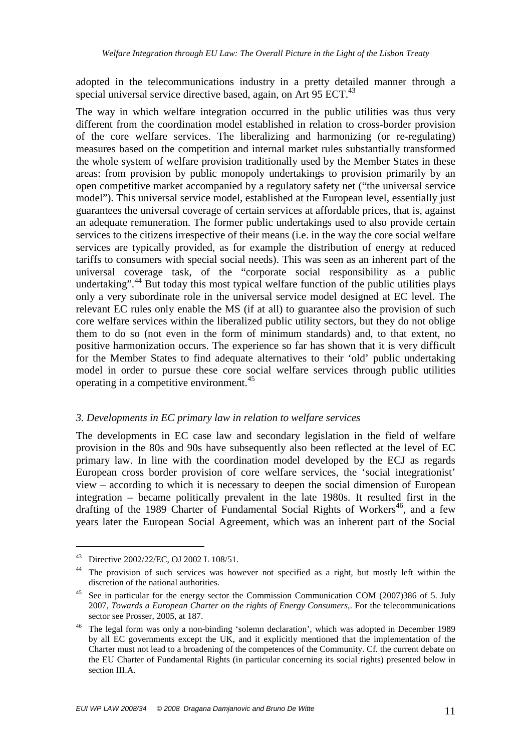adopted in the telecommunications industry in a pretty detailed manner through a special universal service directive based, again, on Art 95 ECT.[43]

The way in which welfare integration occurred in the public utilities was thus very different from the coordination model established in relation to cross-border provision of the core welfare services. The liberalizing and harmonizing (or re-regulating) measures based on the competition and internal market rules substantially transformed the whole system of welfare provision traditionally used by the Member States in these areas: from provision by public monopoly undertakings to provision primarily by an open competitive market accompanied by a regulatory safety net ("the universal service model"). This universal service model, established at the European level, essentially just guarantees the universal coverage of certain services at affordable prices, that is, against an adequate remuneration. The former public undertakings used to also provide certain services to the citizens irrespective of their means (i.e. in the way the core social welfare services are typically provided, as for example the distribution of energy at reduced tariffs to consumers with special social needs). This was seen as an inherent part of the universal coverage task, of the "corporate social responsibility as a public undertaking".[44] But today this most typical welfare function of the public utilities plays only a very subordinate role in the universal service model designed at EC level. The relevant EC rules only enable the MS (if at all) to guarantee also the provision of such core welfare services within the liberalized public utility sectors, but they do not oblige them to do so (not even in the form of minimum standards) and, to that extent, no positive harmonization occurs. The experience so far has shown that it is very difficult for the Member States to find adequate alternatives to their 'old' public undertaking model in order to pursue these core social welfare services through public utilities operating in a competitive environment.[45]

### *3. Developments in EC primary law in relation to welfare services*

The developments in EC case law and secondary legislation in the field of welfare provision in the 80s and 90s have subsequently also been reflected at the level of EC primary law. In line with the coordination model developed by the ECJ as regards European cross border provision of core welfare services, the 'social integrationist' view – according to which it is necessary to deepen the social dimension of European integration – became politically prevalent in the late 1980s. It resulted first in the drafting of the 1989 Charter of Fundamental Social Rights of Workers[46], and a few years later the European Social Agreement, which was an inherent part of the Social

---

[43] Directive 2002/22/EC, OJ 2002 L 108/51.

[44] The provision of such services was however not specified as a right, but mostly left within the discretion of the national authorities.

[45] See in particular for the energy sector the Commission Communication COM (2007)386 of 5. July 2007, *Towards a European Charter on the rights of Energy Consumers*,. For the telecommunications sector see Prosser, 2005, at 187.

[46] The legal form was only a non-binding 'solemn declaration', which was adopted in December 1989 by all EC governments except the UK, and it explicitly mentioned that the implementation of the Charter must not lead to a broadening of the competences of the Community. Cf. the current debate on the EU Charter of Fundamental Rights (in particular concerning its social rights) presented below in section III.A.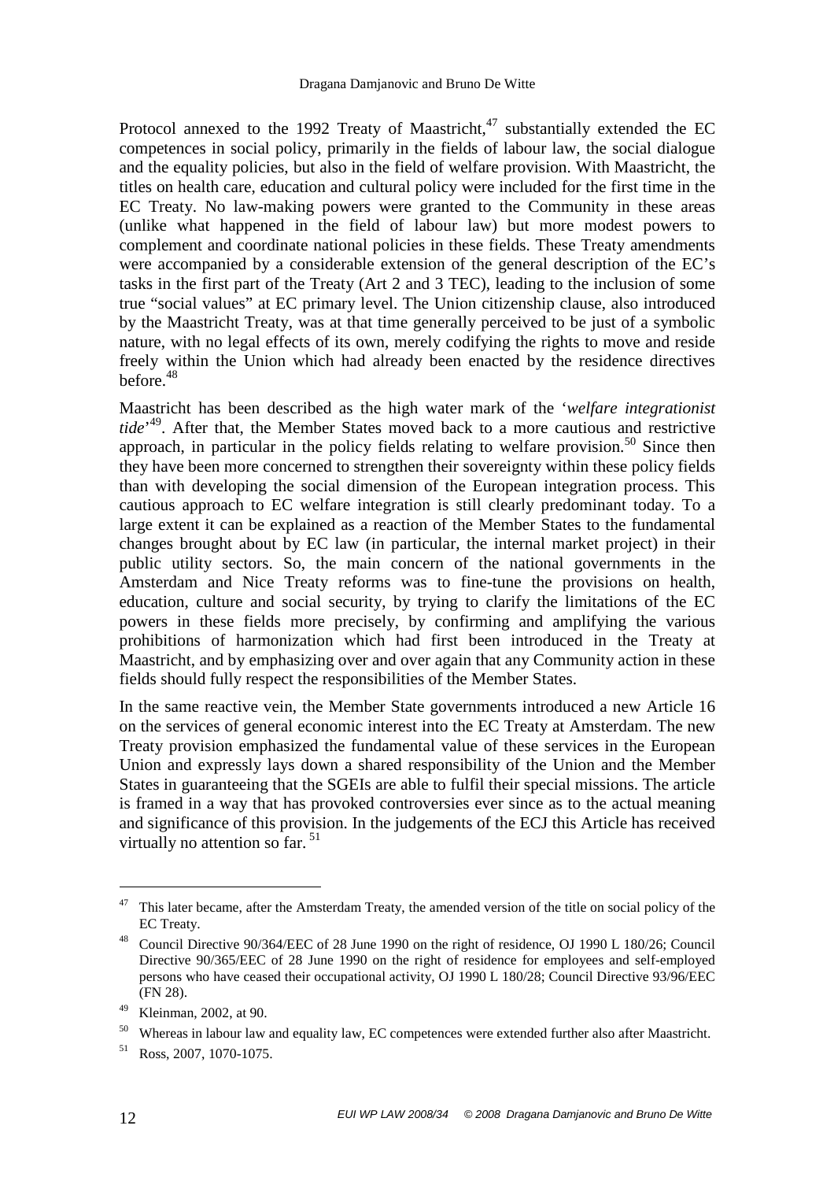Protocol annexed to the 1992 Treaty of Maastricht,[47] substantially extended the EC competences in social policy, primarily in the fields of labour law, the social dialogue and the equality policies, but also in the field of welfare provision. With Maastricht, the titles on health care, education and cultural policy were included for the first time in the EC Treaty. No law-making powers were granted to the Community in these areas (unlike what happened in the field of labour law) but more modest powers to complement and coordinate national policies in these fields. These Treaty amendments were accompanied by a considerable extension of the general description of the EC's tasks in the first part of the Treaty (Art 2 and 3 TEC), leading to the inclusion of some true "social values" at EC primary level. The Union citizenship clause, also introduced by the Maastricht Treaty, was at that time generally perceived to be just of a symbolic nature, with no legal effects of its own, merely codifying the rights to move and reside freely within the Union which had already been enacted by the residence directives before.[48]

Maastricht has been described as the high water mark of the '*welfare integrationist tide*'[49]. After that, the Member States moved back to a more cautious and restrictive approach, in particular in the policy fields relating to welfare provision.[50] Since then they have been more concerned to strengthen their sovereignty within these policy fields than with developing the social dimension of the European integration process. This cautious approach to EC welfare integration is still clearly predominant today. To a large extent it can be explained as a reaction of the Member States to the fundamental changes brought about by EC law (in particular, the internal market project) in their public utility sectors. So, the main concern of the national governments in the Amsterdam and Nice Treaty reforms was to fine-tune the provisions on health, education, culture and social security, by trying to clarify the limitations of the EC powers in these fields more precisely, by confirming and amplifying the various prohibitions of harmonization which had first been introduced in the Treaty at Maastricht, and by emphasizing over and over again that any Community action in these fields should fully respect the responsibilities of the Member States.

In the same reactive vein, the Member State governments introduced a new Article 16 on the services of general economic interest into the EC Treaty at Amsterdam. The new Treaty provision emphasized the fundamental value of these services in the European Union and expressly lays down a shared responsibility of the Union and the Member States in guaranteeing that the SGEIs are able to fulfil their special missions. The article is framed in a way that has provoked controversies ever since as to the actual meaning and significance of this provision. In the judgements of the ECJ this Article has received virtually no attention so far.[51]

---

[47] This later became, after the Amsterdam Treaty, the amended version of the title on social policy of the EC Treaty.

[48] Council Directive 90/364/EEC of 28 June 1990 on the right of residence, OJ 1990 L 180/26; Council Directive 90/365/EEC of 28 June 1990 on the right of residence for employees and self-employed persons who have ceased their occupational activity, OJ 1990 L 180/28; Council Directive 93/96/EEC (FN 28).

[49] Kleinman, 2002, at 90.

[50] Whereas in labour law and equality law, EC competences were extended further also after Maastricht.

[51] Ross, 2007, 1070-1075.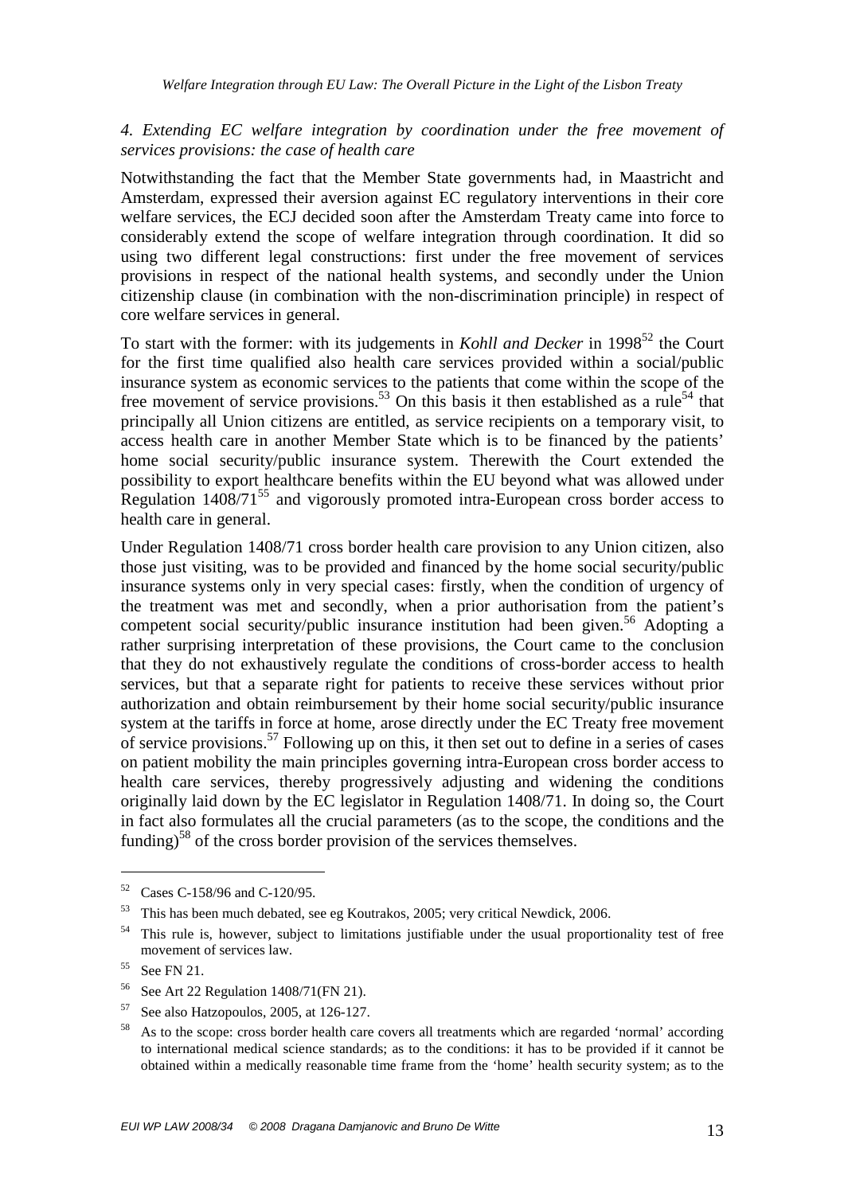### *4. Extending EC welfare integration by coordination under the free movement of services provisions: the case of health care*

Notwithstanding the fact that the Member State governments had, in Maastricht and Amsterdam, expressed their aversion against EC regulatory interventions in their core welfare services, the ECJ decided soon after the Amsterdam Treaty came into force to considerably extend the scope of welfare integration through coordination. It did so using two different legal constructions: first under the free movement of services provisions in respect of the national health systems, and secondly under the Union citizenship clause (in combination with the non-discrimination principle) in respect of core welfare services in general.

To start with the former: with its judgements in *Kohll and Decker* in 1998[52] the Court for the first time qualified also health care services provided within a social/public insurance system as economic services to the patients that come within the scope of the free movement of service provisions.[53] On this basis it then established as a rule[54] that principally all Union citizens are entitled, as service recipients on a temporary visit, to access health care in another Member State which is to be financed by the patients' home social security/public insurance system. Therewith the Court extended the possibility to export healthcare benefits within the EU beyond what was allowed under Regulation 1408/71[55] and vigorously promoted intra-European cross border access to health care in general.

Under Regulation 1408/71 cross border health care provision to any Union citizen, also those just visiting, was to be provided and financed by the home social security/public insurance systems only in very special cases: firstly, when the condition of urgency of the treatment was met and secondly, when a prior authorisation from the patient's competent social security/public insurance institution had been given.[56] Adopting a rather surprising interpretation of these provisions, the Court came to the conclusion that they do not exhaustively regulate the conditions of cross-border access to health services, but that a separate right for patients to receive these services without prior authorization and obtain reimbursement by their home social security/public insurance system at the tariffs in force at home, arose directly under the EC Treaty free movement of service provisions.[57] Following up on this, it then set out to define in a series of cases on patient mobility the main principles governing intra-European cross border access to health care services, thereby progressively adjusting and widening the conditions originally laid down by the EC legislator in Regulation 1408/71. In doing so, the Court in fact also formulates all the crucial parameters (as to the scope, the conditions and the funding)[58] of the cross border provision of the services themselves.

---

[52] Cases C-158/96 and C-120/95.

[53] This has been much debated, see eg Koutrakos, 2005; very critical Newdick, 2006.

[54] This rule is, however, subject to limitations justifiable under the usual proportionality test of free movement of services law.

[55] See FN 21.

[56] See Art 22 Regulation 1408/71(FN 21).

[57] See also Hatzopoulos, 2005, at 126-127.

[58] As to the scope: cross border health care covers all treatments which are regarded 'normal' according to international medical science standards; as to the conditions: it has to be provided if it cannot be obtained within a medically reasonable time frame from the 'home' health security system; as to the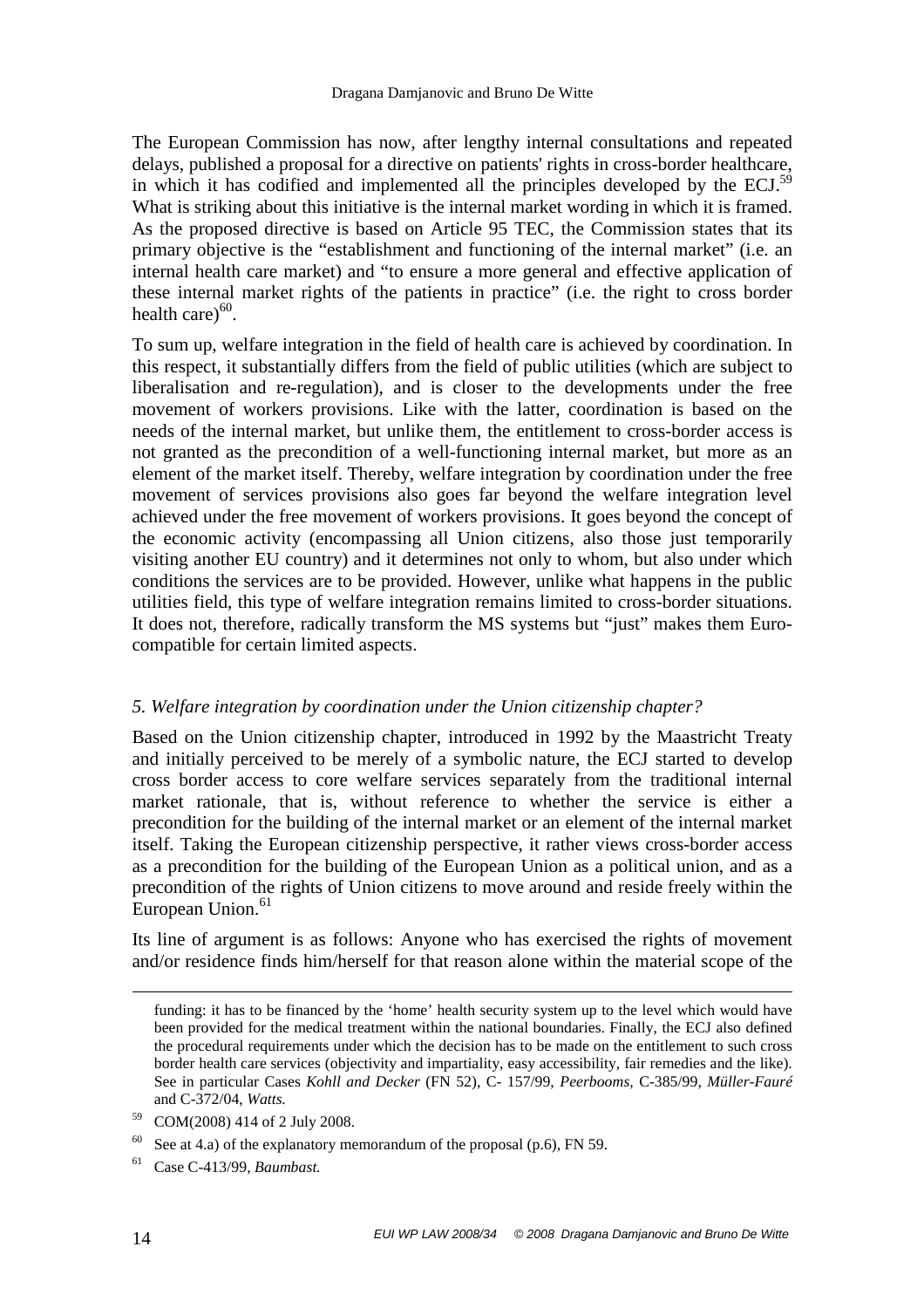The European Commission has now, after lengthy internal consultations and repeated delays, published a proposal for a directive on patients' rights in cross-border healthcare, in which it has codified and implemented all the principles developed by the ECJ.[59] What is striking about this initiative is the internal market wording in which it is framed. As the proposed directive is based on Article 95 TEC, the Commission states that its primary objective is the "establishment and functioning of the internal market" (i.e. an internal health care market) and "to ensure a more general and effective application of these internal market rights of the patients in practice" (i.e. the right to cross border health care)[60].

To sum up, welfare integration in the field of health care is achieved by coordination. In this respect, it substantially differs from the field of public utilities (which are subject to liberalisation and re-regulation), and is closer to the developments under the free movement of workers provisions. Like with the latter, coordination is based on the needs of the internal market, but unlike them, the entitlement to cross-border access is not granted as the precondition of a well-functioning internal market, but more as an element of the market itself. Thereby, welfare integration by coordination under the free movement of services provisions also goes far beyond the welfare integration level achieved under the free movement of workers provisions. It goes beyond the concept of the economic activity (encompassing all Union citizens, also those just temporarily visiting another EU country) and it determines not only to whom, but also under which conditions the services are to be provided. However, unlike what happens in the public utilities field, this type of welfare integration remains limited to cross-border situations. It does not, therefore, radically transform the MS systems but "just" makes them Euro-compatible for certain limited aspects.

### *5. Welfare integration by coordination under the Union citizenship chapter?*

Based on the Union citizenship chapter, introduced in 1992 by the Maastricht Treaty and initially perceived to be merely of a symbolic nature, the ECJ started to develop cross border access to core welfare services separately from the traditional internal market rationale, that is, without reference to whether the service is either a precondition for the building of the internal market or an element of the internal market itself. Taking the European citizenship perspective, it rather views cross-border access as a precondition for the building of the European Union as a political union, and as a precondition of the rights of Union citizens to move around and reside freely within the European Union.[61]

Its line of argument is as follows: Anyone who has exercised the rights of movement and/or residence finds him/herself for that reason alone within the material scope of the

---

funding: it has to be financed by the 'home' health security system up to the level which would have been provided for the medical treatment within the national boundaries. Finally, the ECJ also defined the procedural requirements under which the decision has to be made on the entitlement to such cross border health care services (objectivity and impartiality, easy accessibility, fair remedies and the like). See in particular Cases *Kohll and Decker* (FN 52), C- 157/99, *Peerbooms*, C-385/99, *Müller-Fauré* and C-372/04, *Watts.*

[59] COM(2008) 414 of 2 July 2008.

[60] See at 4.a) of the explanatory memorandum of the proposal (p.6), FN 59.

[61] Case C-413/99, *Baumbast.*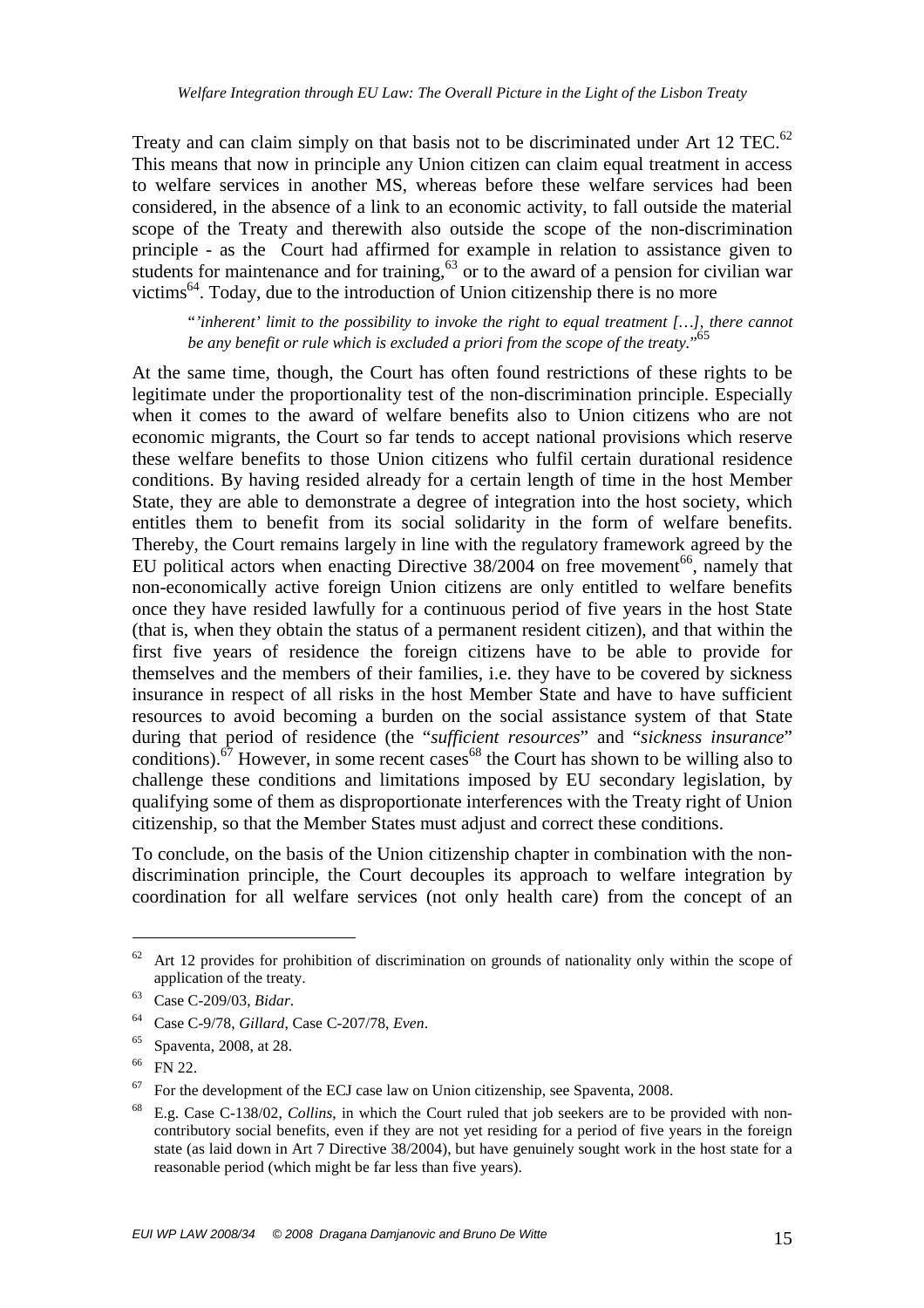Treaty and can claim simply on that basis not to be discriminated under Art 12 TEC.[62] This means that now in principle any Union citizen can claim equal treatment in access to welfare services in another MS, whereas before these welfare services had been considered, in the absence of a link to an economic activity, to fall outside the material scope of the Treaty and therewith also outside the scope of the non-discrimination principle - as the Court had affirmed for example in relation to assistance given to students for maintenance and for training,[63] or to the award of a pension for civilian war victims[64]. Today, due to the introduction of Union citizenship there is no more

> "*'inherent' limit to the possibility to invoke the right to equal treatment […], there cannot be any benefit or rule which is excluded a priori from the scope of the treaty.*"[65]

At the same time, though, the Court has often found restrictions of these rights to be legitimate under the proportionality test of the non-discrimination principle. Especially when it comes to the award of welfare benefits also to Union citizens who are not economic migrants, the Court so far tends to accept national provisions which reserve these welfare benefits to those Union citizens who fulfil certain durational residence conditions. By having resided already for a certain length of time in the host Member State, they are able to demonstrate a degree of integration into the host society, which entitles them to benefit from its social solidarity in the form of welfare benefits. Thereby, the Court remains largely in line with the regulatory framework agreed by the EU political actors when enacting Directive 38/2004 on free movement[66], namely that non-economically active foreign Union citizens are only entitled to welfare benefits once they have resided lawfully for a continuous period of five years in the host State (that is, when they obtain the status of a permanent resident citizen), and that within the first five years of residence the foreign citizens have to be able to provide for themselves and the members of their families, i.e. they have to be covered by sickness insurance in respect of all risks in the host Member State and have to have sufficient resources to avoid becoming a burden on the social assistance system of that State during that period of residence (the "*sufficient resources*" and "*sickness insurance*" conditions).[67] However, in some recent cases[68] the Court has shown to be willing also to challenge these conditions and limitations imposed by EU secondary legislation, by qualifying some of them as disproportionate interferences with the Treaty right of Union citizenship, so that the Member States must adjust and correct these conditions.

To conclude, on the basis of the Union citizenship chapter in combination with the non-discrimination principle, the Court decouples its approach to welfare integration by coordination for all welfare services (not only health care) from the concept of an

---

[62] Art 12 provides for prohibition of discrimination on grounds of nationality only within the scope of application of the treaty.

[63] Case C-209/03, *Bidar*.

[64] Case C-9/78, *Gillard*, Case C-207/78, *Even*.

[65] Spaventa, 2008, at 28.

[66] FN 22.

[67] For the development of the ECJ case law on Union citizenship, see Spaventa, 2008.

[68] E.g. Case C-138/02, *Collins*, in which the Court ruled that job seekers are to be provided with non-contributory social benefits, even if they are not yet residing for a period of five years in the foreign state (as laid down in Art 7 Directive 38/2004), but have genuinely sought work in the host state for a reasonable period (which might be far less than five years).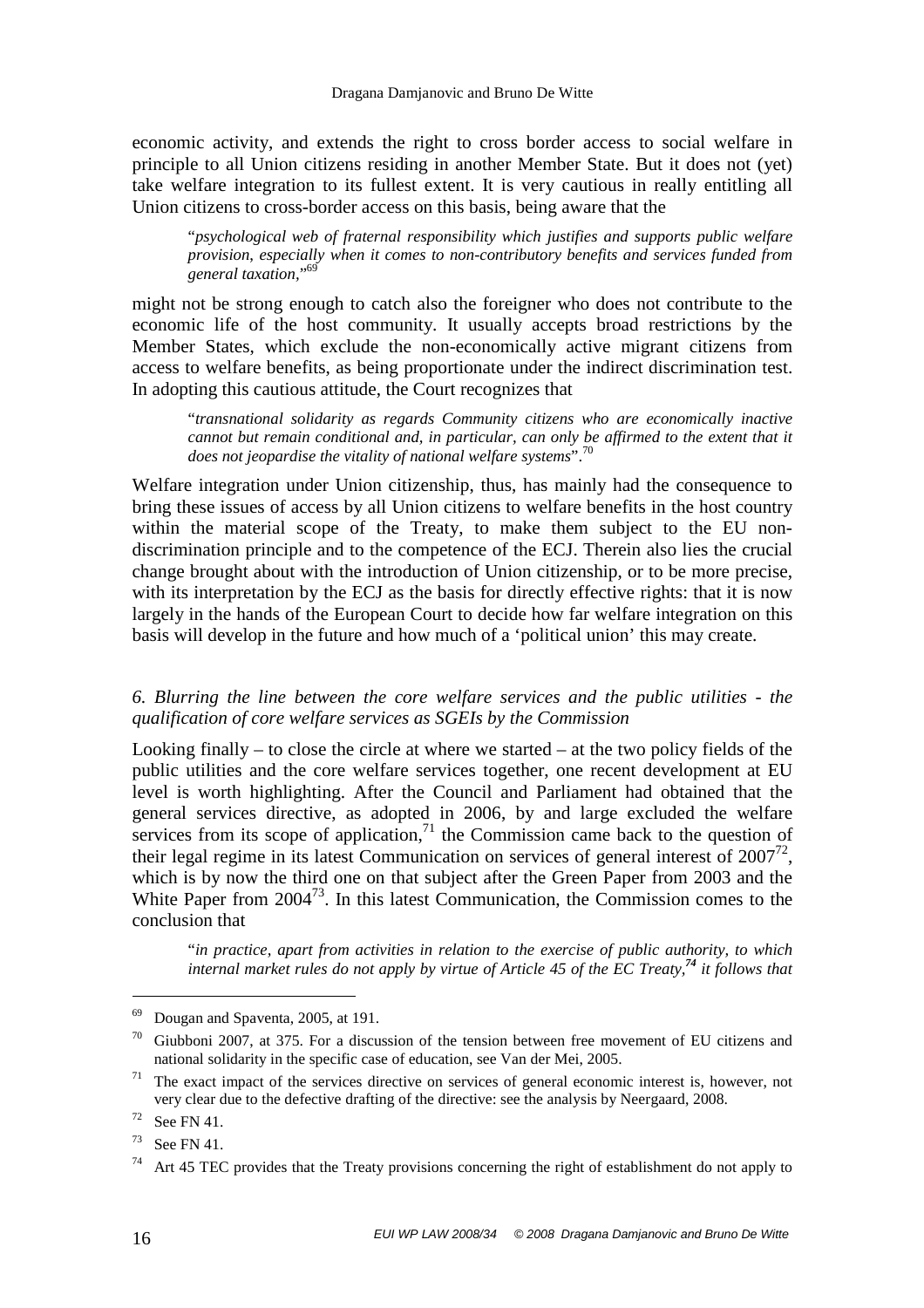economic activity, and extends the right to cross border access to social welfare in principle to all Union citizens residing in another Member State. But it does not (yet) take welfare integration to its fullest extent. It is very cautious in really entitling all Union citizens to cross-border access on this basis, being aware that the

> "*psychological web of fraternal responsibility which justifies and supports public welfare provision, especially when it comes to non-contributory benefits and services funded from general taxation,*"[69]

might not be strong enough to catch also the foreigner who does not contribute to the economic life of the host community. It usually accepts broad restrictions by the Member States, which exclude the non-economically active migrant citizens from access to welfare benefits, as being proportionate under the indirect discrimination test. In adopting this cautious attitude, the Court recognizes that

> "*transnational solidarity as regards Community citizens who are economically inactive cannot but remain conditional and, in particular, can only be affirmed to the extent that it does not jeopardise the vitality of national welfare systems*".[70]

Welfare integration under Union citizenship, thus, has mainly had the consequence to bring these issues of access by all Union citizens to welfare benefits in the host country within the material scope of the Treaty, to make them subject to the EU non-discrimination principle and to the competence of the ECJ. Therein also lies the crucial change brought about with the introduction of Union citizenship, or to be more precise, with its interpretation by the ECJ as the basis for directly effective rights: that it is now largely in the hands of the European Court to decide how far welfare integration on this basis will develop in the future and how much of a 'political union' this may create.

### *6. Blurring the line between the core welfare services and the public utilities - the qualification of core welfare services as SGEIs by the Commission*

Looking finally – to close the circle at where we started – at the two policy fields of the public utilities and the core welfare services together, one recent development at EU level is worth highlighting. After the Council and Parliament had obtained that the general services directive, as adopted in 2006, by and large excluded the welfare services from its scope of application,[71] the Commission came back to the question of their legal regime in its latest Communication on services of general interest of 2007[72], which is by now the third one on that subject after the Green Paper from 2003 and the White Paper from 2004[73]. In this latest Communication, the Commission comes to the conclusion that

> "*in practice, apart from activities in relation to the exercise of public authority, to which internal market rules do not apply by virtue of Article 45 of the EC Treaty,[74] it follows that*

---

[69] Dougan and Spaventa, 2005, at 191.

[70] Giubboni 2007, at 375. For a discussion of the tension between free movement of EU citizens and national solidarity in the specific case of education, see Van der Mei, 2005.

[71] The exact impact of the services directive on services of general economic interest is, however, not very clear due to the defective drafting of the directive: see the analysis by Neergaard, 2008.

[72] See FN 41.

[73] See FN 41.

[74] Art 45 TEC provides that the Treaty provisions concerning the right of establishment do not apply to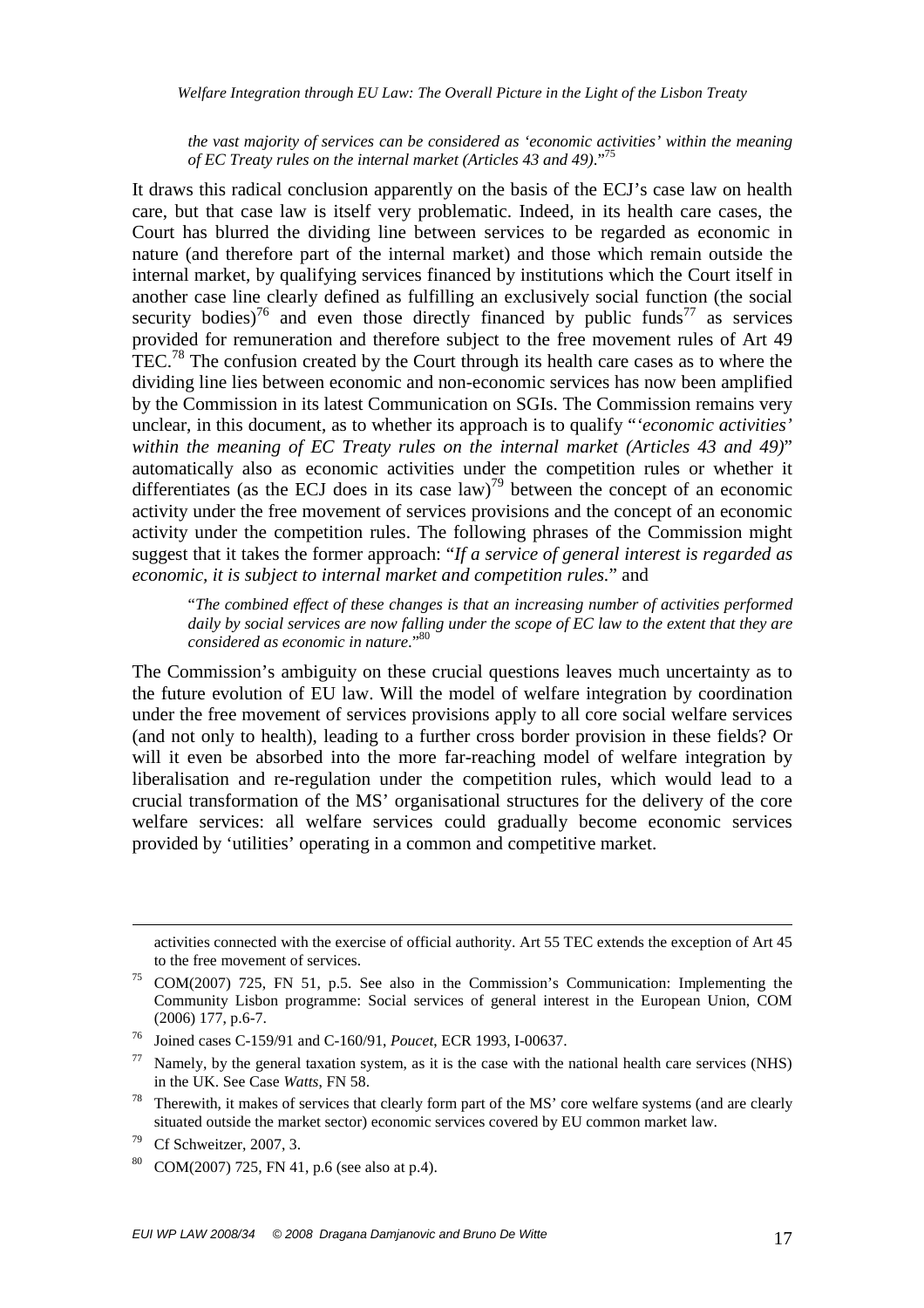> *the vast majority of services can be considered as 'economic activities' within the meaning of EC Treaty rules on the internal market (Articles 43 and 49).*"[75]

It draws this radical conclusion apparently on the basis of the ECJ's case law on health care, but that case law is itself very problematic. Indeed, in its health care cases, the Court has blurred the dividing line between services to be regarded as economic in nature (and therefore part of the internal market) and those which remain outside the internal market, by qualifying services financed by institutions which the Court itself in another case line clearly defined as fulfilling an exclusively social function (the social security bodies)[76] and even those directly financed by public funds[77] as services provided for remuneration and therefore subject to the free movement rules of Art 49 TEC.[78] The confusion created by the Court through its health care cases as to where the dividing line lies between economic and non-economic services has now been amplified by the Commission in its latest Communication on SGIs. The Commission remains very unclear, in this document, as to whether its approach is to qualify "*'economic activities' within the meaning of EC Treaty rules on the internal market (Articles 43 and 49)*" automatically also as economic activities under the competition rules or whether it differentiates (as the ECJ does in its case law)[79] between the concept of an economic activity under the free movement of services provisions and the concept of an economic activity under the competition rules. The following phrases of the Commission might suggest that it takes the former approach: "*If a service of general interest is regarded as economic, it is subject to internal market and competition rules.*" and

> "*The combined effect of these changes is that an increasing number of activities performed daily by social services are now falling under the scope of EC law to the extent that they are considered as economic in nature.*"[80]

The Commission's ambiguity on these crucial questions leaves much uncertainty as to the future evolution of EU law. Will the model of welfare integration by coordination under the free movement of services provisions apply to all core social welfare services (and not only to health), leading to a further cross border provision in these fields? Or will it even be absorbed into the more far-reaching model of welfare integration by liberalisation and re-regulation under the competition rules, which would lead to a crucial transformation of the MS' organisational structures for the delivery of the core welfare services: all welfare services could gradually become economic services provided by 'utilities' operating in a common and competitive market.

---

activities connected with the exercise of official authority. Art 55 TEC extends the exception of Art 45 to the free movement of services.

[75] COM(2007) 725, FN 51, p.5. See also in the Commission's Communication: Implementing the Community Lisbon programme: Social services of general interest in the European Union, COM (2006) 177, p.6-7.

[76] Joined cases C-159/91 and C-160/91, *Poucet*, ECR 1993, I-00637.

[77] Namely, by the general taxation system, as it is the case with the national health care services (NHS) in the UK. See Case *Watts*, FN 58.

[78] Therewith, it makes of services that clearly form part of the MS' core welfare systems (and are clearly situated outside the market sector) economic services covered by EU common market law.

[79] Cf Schweitzer, 2007, 3.

[80] COM(2007) 725, FN 41, p.6 (see also at p.4).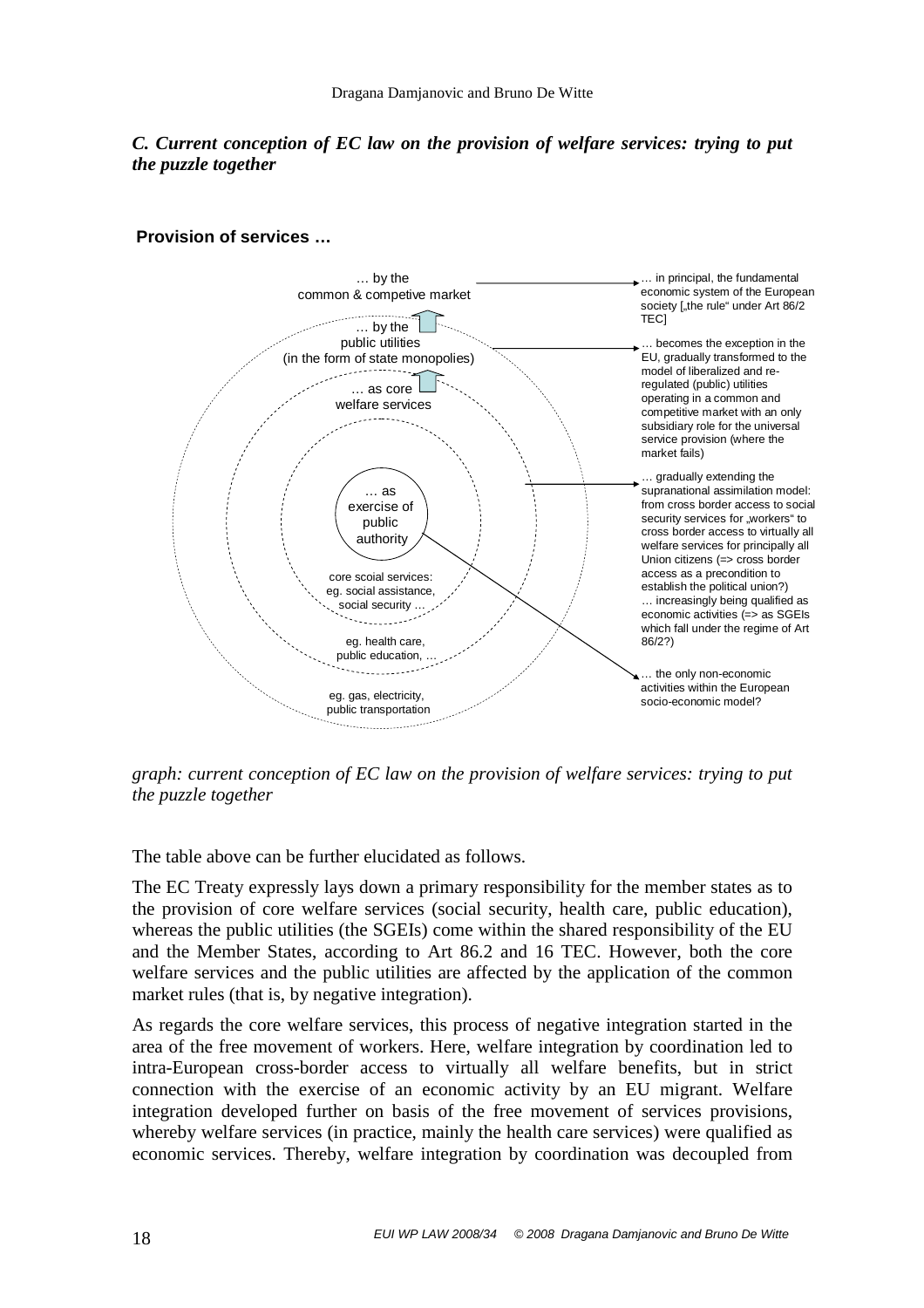### *C. Current conception of EC law on the provision of welfare services: trying to put the puzzle together*

**Provision of services …**

… by the common & competive market → … in principal, the fundamental economic system of the European society [„the rule“ under Art 86/2 TEC]

… by the public utilities (in the form of state monopolies) → … becomes the exception in the EU, gradually transformed to the model of liberalized and re-regulated (public) utilities operating in a common and competitive market with an only subsidiary role for the universal service provision (where the market fails)

… as core welfare services → … gradually extending the supranational assimilation model: from cross border access to social security services for „workers“ to cross border access to virtually all welfare services for principally all Union citizens (=> cross border access as a precondition to establish the political union?) … increasingly being qualified as economic activities (=> as SGEIs which fall under the regime of Art 86/2?)

… as exercise of public authority → … the only non-economic activities within the European socio-economic model?

core scoial services: eg. social assistance, social security …

eg. health care, public education, …

eg. gas, electricity, public transportation

*graph: current conception of EC law on the provision of welfare services: trying to put the puzzle together*

The table above can be further elucidated as follows.

The EC Treaty expressly lays down a primary responsibility for the member states as to the provision of core welfare services (social security, health care, public education), whereas the public utilities (the SGEIs) come within the shared responsibility of the EU and the Member States, according to Art 86.2 and 16 TEC. However, both the core welfare services and the public utilities are affected by the application of the common market rules (that is, by negative integration).

As regards the core welfare services, this process of negative integration started in the area of the free movement of workers. Here, welfare integration by coordination led to intra-European cross-border access to virtually all welfare benefits, but in strict connection with the exercise of an economic activity by an EU migrant. Welfare integration developed further on basis of the free movement of services provisions, whereby welfare services (in practice, mainly the health care services) were qualified as economic services. Thereby, welfare integration by coordination was decoupled from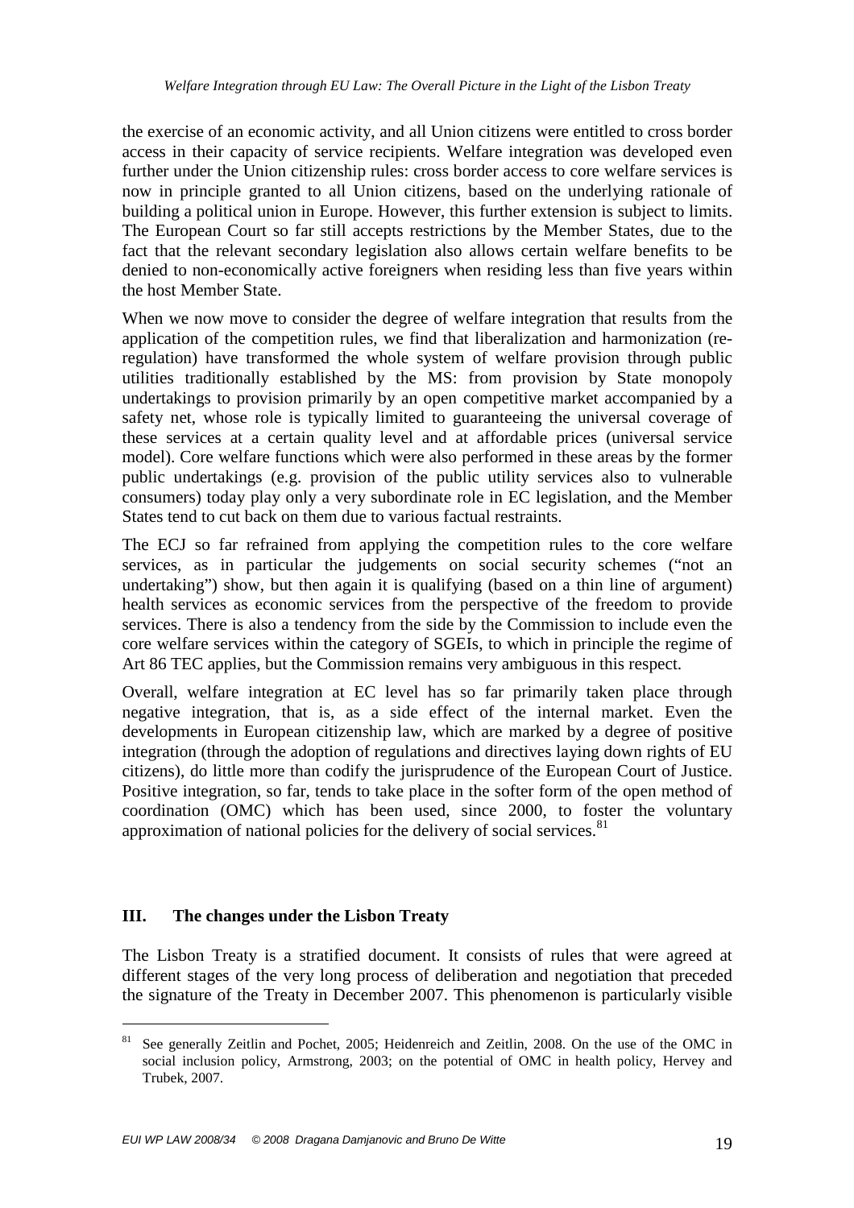the exercise of an economic activity, and all Union citizens were entitled to cross border access in their capacity of service recipients. Welfare integration was developed even further under the Union citizenship rules: cross border access to core welfare services is now in principle granted to all Union citizens, based on the underlying rationale of building a political union in Europe. However, this further extension is subject to limits. The European Court so far still accepts restrictions by the Member States, due to the fact that the relevant secondary legislation also allows certain welfare benefits to be denied to non-economically active foreigners when residing less than five years within the host Member State.

When we now move to consider the degree of welfare integration that results from the application of the competition rules, we find that liberalization and harmonization (re-regulation) have transformed the whole system of welfare provision through public utilities traditionally established by the MS: from provision by State monopoly undertakings to provision primarily by an open competitive market accompanied by a safety net, whose role is typically limited to guaranteeing the universal coverage of these services at a certain quality level and at affordable prices (universal service model). Core welfare functions which were also performed in these areas by the former public undertakings (e.g. provision of the public utility services also to vulnerable consumers) today play only a very subordinate role in EC legislation, and the Member States tend to cut back on them due to various factual restraints.

The ECJ so far refrained from applying the competition rules to the core welfare services, as in particular the judgements on social security schemes ("not an undertaking") show, but then again it is qualifying (based on a thin line of argument) health services as economic services from the perspective of the freedom to provide services. There is also a tendency from the side by the Commission to include even the core welfare services within the category of SGEIs, to which in principle the regime of Art 86 TEC applies, but the Commission remains very ambiguous in this respect.

Overall, welfare integration at EC level has so far primarily taken place through negative integration, that is, as a side effect of the internal market. Even the developments in European citizenship law, which are marked by a degree of positive integration (through the adoption of regulations and directives laying down rights of EU citizens), do little more than codify the jurisprudence of the European Court of Justice. Positive integration, so far, tends to take place in the softer form of the open method of coordination (OMC) which has been used, since 2000, to foster the voluntary approximation of national policies for the delivery of social services.[81]

## III. The changes under the Lisbon Treaty

The Lisbon Treaty is a stratified document. It consists of rules that were agreed at different stages of the very long process of deliberation and negotiation that preceded the signature of the Treaty in December 2007. This phenomenon is particularly visible

---

[81] See generally Zeitlin and Pochet, 2005; Heidenreich and Zeitlin, 2008. On the use of the OMC in social inclusion policy, Armstrong, 2003; on the potential of OMC in health policy, Hervey and Trubek, 2007.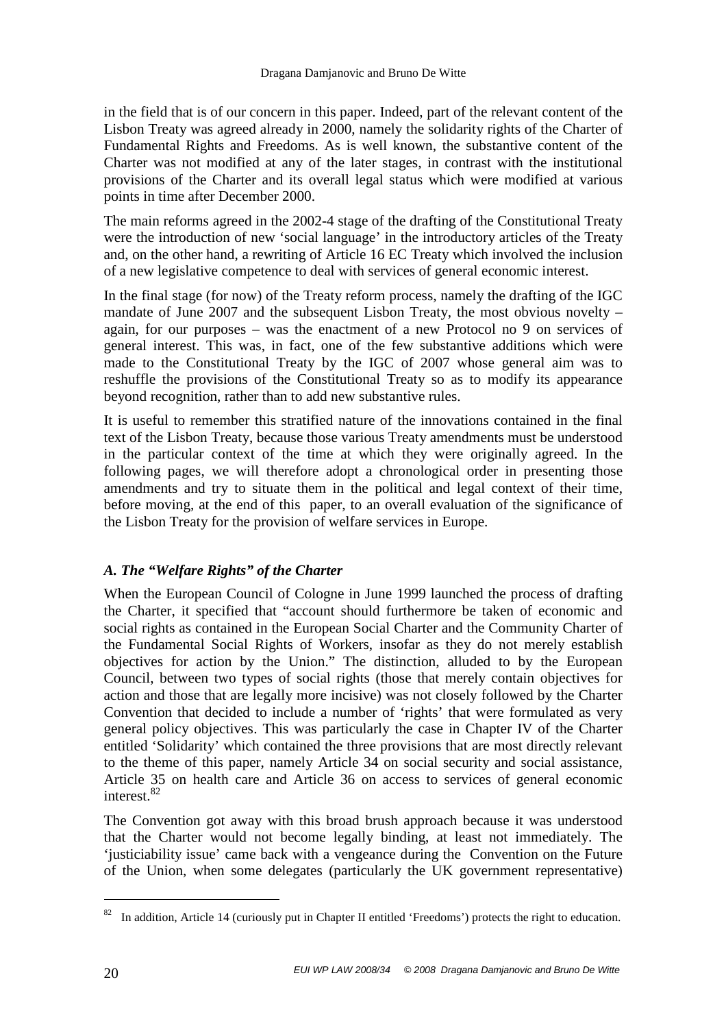in the field that is of our concern in this paper. Indeed, part of the relevant content of the Lisbon Treaty was agreed already in 2000, namely the solidarity rights of the Charter of Fundamental Rights and Freedoms. As is well known, the substantive content of the Charter was not modified at any of the later stages, in contrast with the institutional provisions of the Charter and its overall legal status which were modified at various points in time after December 2000.

The main reforms agreed in the 2002-4 stage of the drafting of the Constitutional Treaty were the introduction of new 'social language' in the introductory articles of the Treaty and, on the other hand, a rewriting of Article 16 EC Treaty which involved the inclusion of a new legislative competence to deal with services of general economic interest.

In the final stage (for now) of the Treaty reform process, namely the drafting of the IGC mandate of June 2007 and the subsequent Lisbon Treaty, the most obvious novelty – again, for our purposes – was the enactment of a new Protocol no 9 on services of general interest. This was, in fact, one of the few substantive additions which were made to the Constitutional Treaty by the IGC of 2007 whose general aim was to reshuffle the provisions of the Constitutional Treaty so as to modify its appearance beyond recognition, rather than to add new substantive rules.

It is useful to remember this stratified nature of the innovations contained in the final text of the Lisbon Treaty, because those various Treaty amendments must be understood in the particular context of the time at which they were originally agreed. In the following pages, we will therefore adopt a chronological order in presenting those amendments and try to situate them in the political and legal context of their time, before moving, at the end of this paper, to an overall evaluation of the significance of the Lisbon Treaty for the provision of welfare services in Europe.

### *A. The "Welfare Rights" of the Charter*

When the European Council of Cologne in June 1999 launched the process of drafting the Charter, it specified that "account should furthermore be taken of economic and social rights as contained in the European Social Charter and the Community Charter of the Fundamental Social Rights of Workers, insofar as they do not merely establish objectives for action by the Union." The distinction, alluded to by the European Council, between two types of social rights (those that merely contain objectives for action and those that are legally more incisive) was not closely followed by the Charter Convention that decided to include a number of 'rights' that were formulated as very general policy objectives. This was particularly the case in Chapter IV of the Charter entitled 'Solidarity' which contained the three provisions that are most directly relevant to the theme of this paper, namely Article 34 on social security and social assistance, Article 35 on health care and Article 36 on access to services of general economic interest.[82]

The Convention got away with this broad brush approach because it was understood that the Charter would not become legally binding, at least not immediately. The 'justiciability issue' came back with a vengeance during the Convention on the Future of the Union, when some delegates (particularly the UK government representative)

---

[82] In addition, Article 14 (curiously put in Chapter II entitled 'Freedoms') protects the right to education.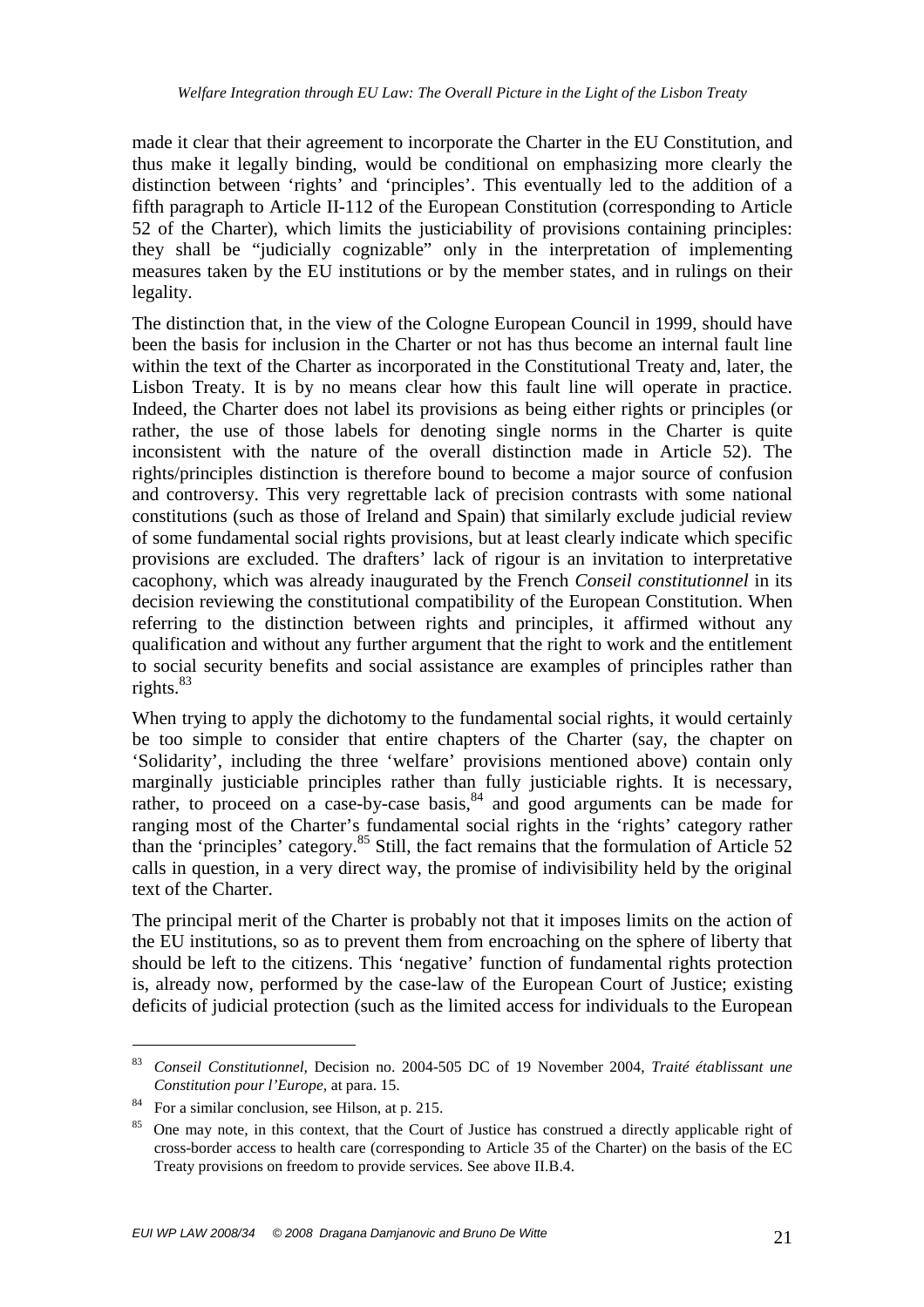made it clear that their agreement to incorporate the Charter in the EU Constitution, and thus make it legally binding, would be conditional on emphasizing more clearly the distinction between 'rights' and 'principles'. This eventually led to the addition of a fifth paragraph to Article II-112 of the European Constitution (corresponding to Article 52 of the Charter), which limits the justiciability of provisions containing principles: they shall be "judicially cognizable" only in the interpretation of implementing measures taken by the EU institutions or by the member states, and in rulings on their legality.

The distinction that, in the view of the Cologne European Council in 1999, should have been the basis for inclusion in the Charter or not has thus become an internal fault line within the text of the Charter as incorporated in the Constitutional Treaty and, later, the Lisbon Treaty. It is by no means clear how this fault line will operate in practice. Indeed, the Charter does not label its provisions as being either rights or principles (or rather, the use of those labels for denoting single norms in the Charter is quite inconsistent with the nature of the overall distinction made in Article 52). The rights/principles distinction is therefore bound to become a major source of confusion and controversy. This very regrettable lack of precision contrasts with some national constitutions (such as those of Ireland and Spain) that similarly exclude judicial review of some fundamental social rights provisions, but at least clearly indicate which specific provisions are excluded. The drafters' lack of rigour is an invitation to interpretative cacophony, which was already inaugurated by the French *Conseil constitutionnel* in its decision reviewing the constitutional compatibility of the European Constitution. When referring to the distinction between rights and principles, it affirmed without any qualification and without any further argument that the right to work and the entitlement to social security benefits and social assistance are examples of principles rather than rights.[83]

When trying to apply the dichotomy to the fundamental social rights, it would certainly be too simple to consider that entire chapters of the Charter (say, the chapter on 'Solidarity', including the three 'welfare' provisions mentioned above) contain only marginally justiciable principles rather than fully justiciable rights. It is necessary, rather, to proceed on a case-by-case basis,[84] and good arguments can be made for ranging most of the Charter's fundamental social rights in the 'rights' category rather than the 'principles' category.[85] Still, the fact remains that the formulation of Article 52 calls in question, in a very direct way, the promise of indivisibility held by the original text of the Charter.

The principal merit of the Charter is probably not that it imposes limits on the action of the EU institutions, so as to prevent them from encroaching on the sphere of liberty that should be left to the citizens. This 'negative' function of fundamental rights protection is, already now, performed by the case-law of the European Court of Justice; existing deficits of judicial protection (such as the limited access for individuals to the European

---

[83] *Conseil Constitutionnel,* Decision no. 2004-505 DC of 19 November 2004, *Traité établissant une Constitution pour l'Europe*, at para. 15.

[84] For a similar conclusion, see Hilson, at p. 215.

[85] One may note, in this context, that the Court of Justice has construed a directly applicable right of cross-border access to health care (corresponding to Article 35 of the Charter) on the basis of the EC Treaty provisions on freedom to provide services. See above II.B.4.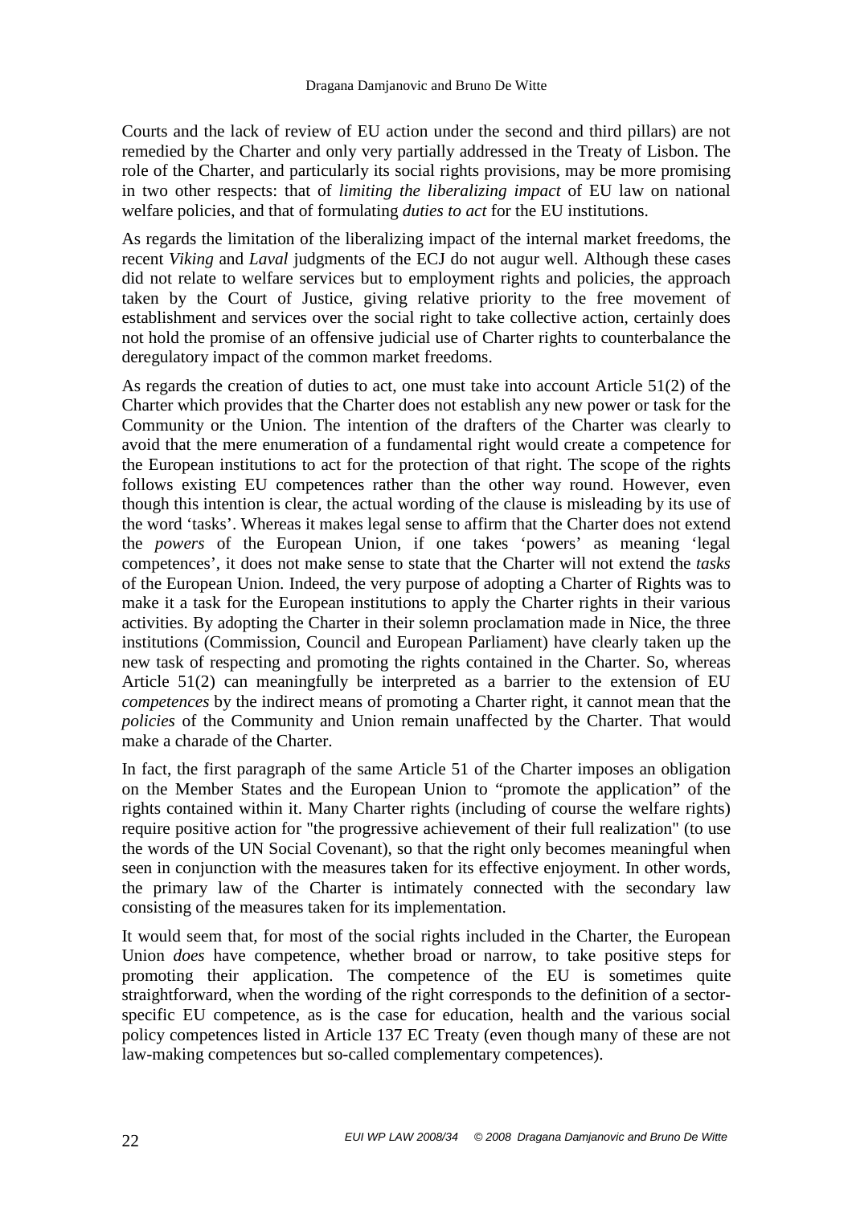Courts and the lack of review of EU action under the second and third pillars) are not remedied by the Charter and only very partially addressed in the Treaty of Lisbon. The role of the Charter, and particularly its social rights provisions, may be more promising in two other respects: that of *limiting the liberalizing impact* of EU law on national welfare policies, and that of formulating *duties to act* for the EU institutions.

As regards the limitation of the liberalizing impact of the internal market freedoms, the recent *Viking* and *Laval* judgments of the ECJ do not augur well. Although these cases did not relate to welfare services but to employment rights and policies, the approach taken by the Court of Justice, giving relative priority to the free movement of establishment and services over the social right to take collective action, certainly does not hold the promise of an offensive judicial use of Charter rights to counterbalance the deregulatory impact of the common market freedoms.

As regards the creation of duties to act, one must take into account Article 51(2) of the Charter which provides that the Charter does not establish any new power or task for the Community or the Union. The intention of the drafters of the Charter was clearly to avoid that the mere enumeration of a fundamental right would create a competence for the European institutions to act for the protection of that right. The scope of the rights follows existing EU competences rather than the other way round. However, even though this intention is clear, the actual wording of the clause is misleading by its use of the word 'tasks'. Whereas it makes legal sense to affirm that the Charter does not extend the *powers* of the European Union, if one takes 'powers' as meaning 'legal competences', it does not make sense to state that the Charter will not extend the *tasks* of the European Union. Indeed, the very purpose of adopting a Charter of Rights was to make it a task for the European institutions to apply the Charter rights in their various activities. By adopting the Charter in their solemn proclamation made in Nice, the three institutions (Commission, Council and European Parliament) have clearly taken up the new task of respecting and promoting the rights contained in the Charter. So, whereas Article 51(2) can meaningfully be interpreted as a barrier to the extension of EU *competences* by the indirect means of promoting a Charter right, it cannot mean that the *policies* of the Community and Union remain unaffected by the Charter. That would make a charade of the Charter.

In fact, the first paragraph of the same Article 51 of the Charter imposes an obligation on the Member States and the European Union to "promote the application" of the rights contained within it. Many Charter rights (including of course the welfare rights) require positive action for "the progressive achievement of their full realization" (to use the words of the UN Social Covenant), so that the right only becomes meaningful when seen in conjunction with the measures taken for its effective enjoyment. In other words, the primary law of the Charter is intimately connected with the secondary law consisting of the measures taken for its implementation.

It would seem that, for most of the social rights included in the Charter, the European Union *does* have competence, whether broad or narrow, to take positive steps for promoting their application. The competence of the EU is sometimes quite straightforward, when the wording of the right corresponds to the definition of a sector-specific EU competence, as is the case for education, health and the various social policy competences listed in Article 137 EC Treaty (even though many of these are not law-making competences but so-called complementary competences).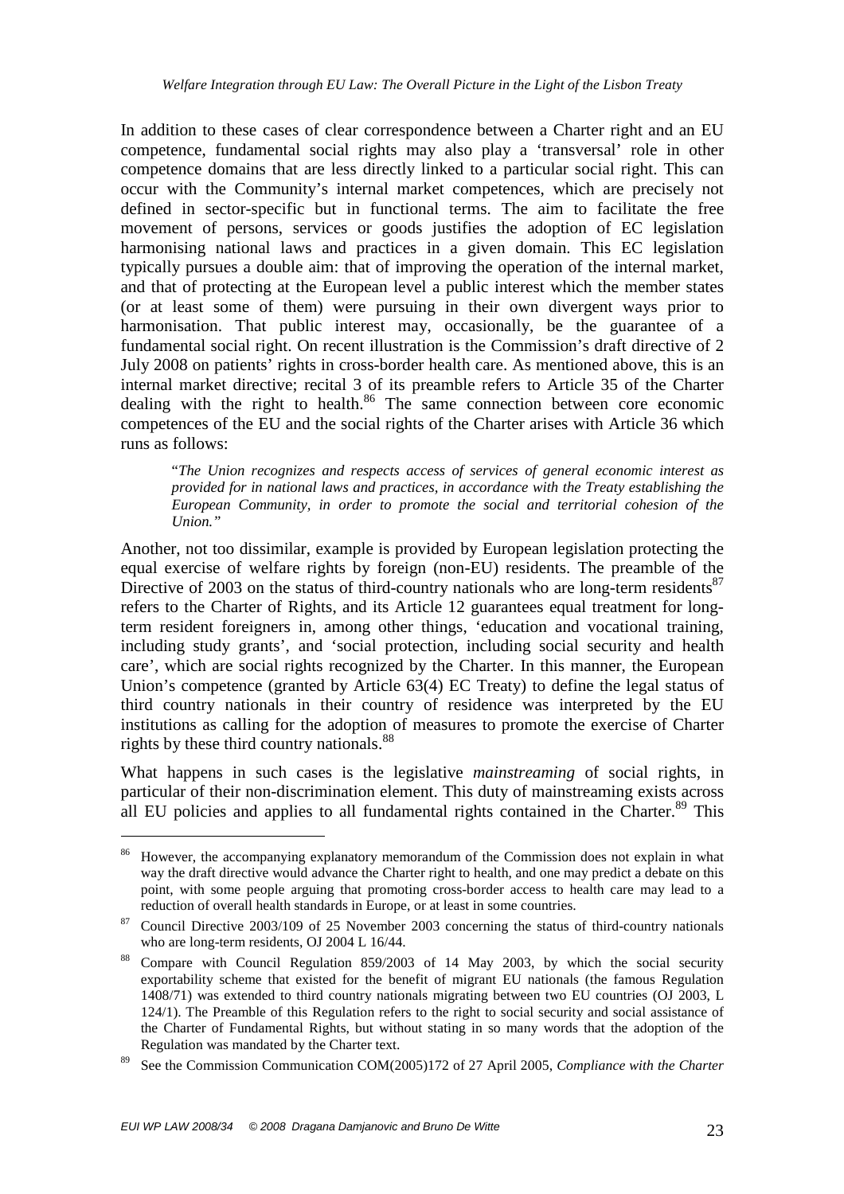In addition to these cases of clear correspondence between a Charter right and an EU competence, fundamental social rights may also play a 'transversal' role in other competence domains that are less directly linked to a particular social right. This can occur with the Community's internal market competences, which are precisely not defined in sector-specific but in functional terms. The aim to facilitate the free movement of persons, services or goods justifies the adoption of EC legislation harmonising national laws and practices in a given domain. This EC legislation typically pursues a double aim: that of improving the operation of the internal market, and that of protecting at the European level a public interest which the member states (or at least some of them) were pursuing in their own divergent ways prior to harmonisation. That public interest may, occasionally, be the guarantee of a fundamental social right. On recent illustration is the Commission's draft directive of 2 July 2008 on patients' rights in cross-border health care. As mentioned above, this is an internal market directive; recital 3 of its preamble refers to Article 35 of the Charter dealing with the right to health.[86] The same connection between core economic competences of the EU and the social rights of the Charter arises with Article 36 which runs as follows:

> "*The Union recognizes and respects access of services of general economic interest as provided for in national laws and practices, in accordance with the Treaty establishing the European Community, in order to promote the social and territorial cohesion of the Union."*

Another, not too dissimilar, example is provided by European legislation protecting the equal exercise of welfare rights by foreign (non-EU) residents. The preamble of the Directive of 2003 on the status of third-country nationals who are long-term residents[87] refers to the Charter of Rights, and its Article 12 guarantees equal treatment for long-term resident foreigners in, among other things, 'education and vocational training, including study grants', and 'social protection, including social security and health care', which are social rights recognized by the Charter. In this manner, the European Union's competence (granted by Article 63(4) EC Treaty) to define the legal status of third country nationals in their country of residence was interpreted by the EU institutions as calling for the adoption of measures to promote the exercise of Charter rights by these third country nationals.[88]

What happens in such cases is the legislative *mainstreaming* of social rights, in particular of their non-discrimination element. This duty of mainstreaming exists across all EU policies and applies to all fundamental rights contained in the Charter.[89] This

---

[86] However, the accompanying explanatory memorandum of the Commission does not explain in what way the draft directive would advance the Charter right to health, and one may predict a debate on this point, with some people arguing that promoting cross-border access to health care may lead to a reduction of overall health standards in Europe, or at least in some countries.

[87] Council Directive 2003/109 of 25 November 2003 concerning the status of third-country nationals who are long-term residents, OJ 2004 L 16/44.

[88] Compare with Council Regulation 859/2003 of 14 May 2003, by which the social security exportability scheme that existed for the benefit of migrant EU nationals (the famous Regulation 1408/71) was extended to third country nationals migrating between two EU countries (OJ 2003, L 124/1). The Preamble of this Regulation refers to the right to social security and social assistance of the Charter of Fundamental Rights, but without stating in so many words that the adoption of the Regulation was mandated by the Charter text.

[89] See the Commission Communication COM(2005)172 of 27 April 2005, *Compliance with the Charter*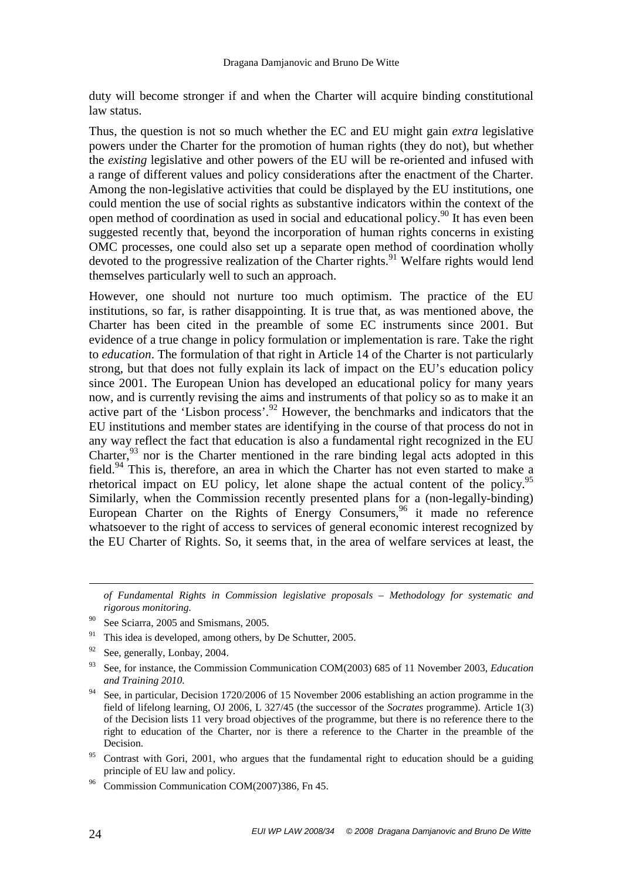duty will become stronger if and when the Charter will acquire binding constitutional law status.

Thus, the question is not so much whether the EC and EU might gain *extra* legislative powers under the Charter for the promotion of human rights (they do not), but whether the *existing* legislative and other powers of the EU will be re-oriented and infused with a range of different values and policy considerations after the enactment of the Charter. Among the non-legislative activities that could be displayed by the EU institutions, one could mention the use of social rights as substantive indicators within the context of the open method of coordination as used in social and educational policy.[90] It has even been suggested recently that, beyond the incorporation of human rights concerns in existing OMC processes, one could also set up a separate open method of coordination wholly devoted to the progressive realization of the Charter rights.[91] Welfare rights would lend themselves particularly well to such an approach.

However, one should not nurture too much optimism. The practice of the EU institutions, so far, is rather disappointing. It is true that, as was mentioned above, the Charter has been cited in the preamble of some EC instruments since 2001. But evidence of a true change in policy formulation or implementation is rare. Take the right to *education*. The formulation of that right in Article 14 of the Charter is not particularly strong, but that does not fully explain its lack of impact on the EU's education policy since 2001. The European Union has developed an educational policy for many years now, and is currently revising the aims and instruments of that policy so as to make it an active part of the 'Lisbon process'.[92] However, the benchmarks and indicators that the EU institutions and member states are identifying in the course of that process do not in any way reflect the fact that education is also a fundamental right recognized in the EU Charter,[93] nor is the Charter mentioned in the rare binding legal acts adopted in this field.[94] This is, therefore, an area in which the Charter has not even started to make a rhetorical impact on EU policy, let alone shape the actual content of the policy.[95] Similarly, when the Commission recently presented plans for a (non-legally-binding) European Charter on the Rights of Energy Consumers,[96] it made no reference whatsoever to the right of access to services of general economic interest recognized by the EU Charter of Rights. So, it seems that, in the area of welfare services at least, the

---

*of Fundamental Rights in Commission legislative proposals – Methodology for systematic and rigorous monitoring.*

[90] See Sciarra, 2005 and Smismans, 2005.

[91] This idea is developed, among others, by De Schutter, 2005.

[92] See, generally, Lonbay, 2004.

[93] See, for instance, the Commission Communication COM(2003) 685 of 11 November 2003, *Education and Training 2010.*

[94] See, in particular, Decision 1720/2006 of 15 November 2006 establishing an action programme in the field of lifelong learning, OJ 2006, L 327/45 (the successor of the *Socrates* programme). Article 1(3) of the Decision lists 11 very broad objectives of the programme, but there is no reference there to the right to education of the Charter, nor is there a reference to the Charter in the preamble of the Decision.

[95] Contrast with Gori, 2001, who argues that the fundamental right to education should be a guiding principle of EU law and policy.

[96] Commission Communication COM(2007)386, Fn 45.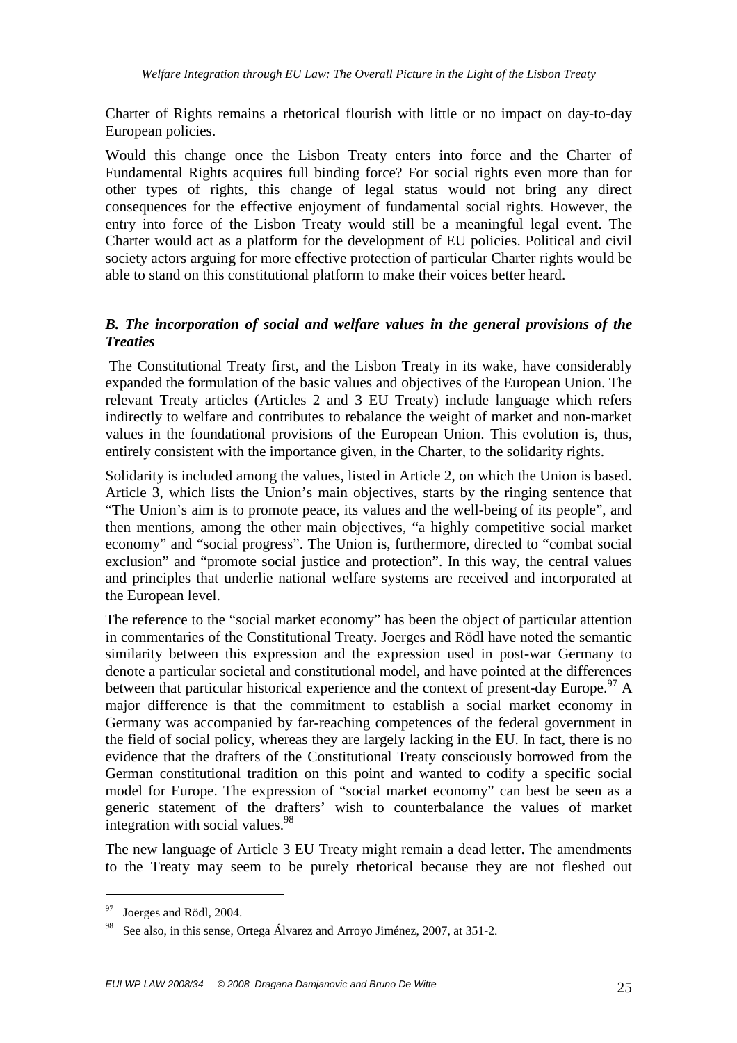Charter of Rights remains a rhetorical flourish with little or no impact on day-to-day European policies.

Would this change once the Lisbon Treaty enters into force and the Charter of Fundamental Rights acquires full binding force? For social rights even more than for other types of rights, this change of legal status would not bring any direct consequences for the effective enjoyment of fundamental social rights. However, the entry into force of the Lisbon Treaty would still be a meaningful legal event. The Charter would act as a platform for the development of EU policies. Political and civil society actors arguing for more effective protection of particular Charter rights would be able to stand on this constitutional platform to make their voices better heard.

### *B. The incorporation of social and welfare values in the general provisions of the Treaties*

The Constitutional Treaty first, and the Lisbon Treaty in its wake, have considerably expanded the formulation of the basic values and objectives of the European Union. The relevant Treaty articles (Articles 2 and 3 EU Treaty) include language which refers indirectly to welfare and contributes to rebalance the weight of market and non-market values in the foundational provisions of the European Union. This evolution is, thus, entirely consistent with the importance given, in the Charter, to the solidarity rights.

Solidarity is included among the values, listed in Article 2, on which the Union is based. Article 3, which lists the Union's main objectives, starts by the ringing sentence that "The Union's aim is to promote peace, its values and the well-being of its people", and then mentions, among the other main objectives, "a highly competitive social market economy" and "social progress". The Union is, furthermore, directed to "combat social exclusion" and "promote social justice and protection". In this way, the central values and principles that underlie national welfare systems are received and incorporated at the European level.

The reference to the "social market economy" has been the object of particular attention in commentaries of the Constitutional Treaty. Joerges and Rödl have noted the semantic similarity between this expression and the expression used in post-war Germany to denote a particular societal and constitutional model, and have pointed at the differences between that particular historical experience and the context of present-day Europe.[97] A major difference is that the commitment to establish a social market economy in Germany was accompanied by far-reaching competences of the federal government in the field of social policy, whereas they are largely lacking in the EU. In fact, there is no evidence that the drafters of the Constitutional Treaty consciously borrowed from the German constitutional tradition on this point and wanted to codify a specific social model for Europe. The expression of "social market economy" can best be seen as a generic statement of the drafters' wish to counterbalance the values of market integration with social values.[98]

The new language of Article 3 EU Treaty might remain a dead letter. The amendments to the Treaty may seem to be purely rhetorical because they are not fleshed out

---

[97] Joerges and Rödl, 2004.

[98] See also, in this sense, Ortega Álvarez and Arroyo Jiménez, 2007, at 351-2.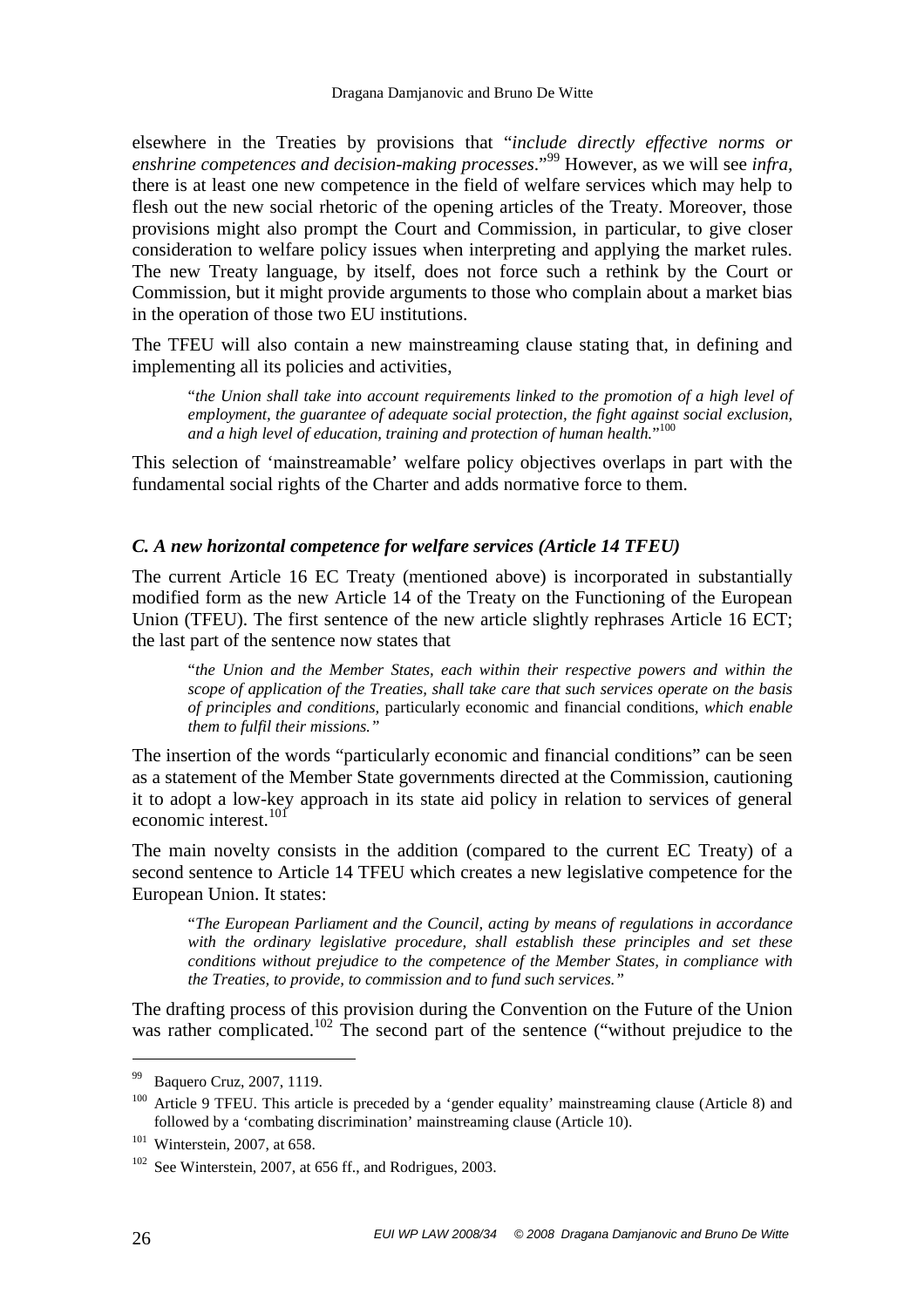elsewhere in the Treaties by provisions that "*include directly effective norms or enshrine competences and decision-making processes*."[99] However, as we will see *infra*, there is at least one new competence in the field of welfare services which may help to flesh out the new social rhetoric of the opening articles of the Treaty. Moreover, those provisions might also prompt the Court and Commission, in particular, to give closer consideration to welfare policy issues when interpreting and applying the market rules. The new Treaty language, by itself, does not force such a rethink by the Court or Commission, but it might provide arguments to those who complain about a market bias in the operation of those two EU institutions.

The TFEU will also contain a new mainstreaming clause stating that, in defining and implementing all its policies and activities,

> "*the Union shall take into account requirements linked to the promotion of a high level of employment, the guarantee of adequate social protection, the fight against social exclusion, and a high level of education, training and protection of human health.*"[100]

This selection of 'mainstreamable' welfare policy objectives overlaps in part with the fundamental social rights of the Charter and adds normative force to them.

### *C. A new horizontal competence for welfare services (Article 14 TFEU)*

The current Article 16 EC Treaty (mentioned above) is incorporated in substantially modified form as the new Article 14 of the Treaty on the Functioning of the European Union (TFEU). The first sentence of the new article slightly rephrases Article 16 ECT; the last part of the sentence now states that

> "*the Union and the Member States, each within their respective powers and within the scope of application of the Treaties, shall take care that such services operate on the basis of principles and conditions,* particularly economic and financial conditions, *which enable them to fulfil their missions.*"

The insertion of the words "particularly economic and financial conditions" can be seen as a statement of the Member State governments directed at the Commission, cautioning it to adopt a low-key approach in its state aid policy in relation to services of general economic interest.[101]

The main novelty consists in the addition (compared to the current EC Treaty) of a second sentence to Article 14 TFEU which creates a new legislative competence for the European Union. It states:

> "*The European Parliament and the Council, acting by means of regulations in accordance with the ordinary legislative procedure, shall establish these principles and set these conditions without prejudice to the competence of the Member States, in compliance with the Treaties, to provide, to commission and to fund such services.*"

The drafting process of this provision during the Convention on the Future of the Union was rather complicated.[102] The second part of the sentence ("without prejudice to the

---

[99] Baquero Cruz, 2007, 1119.

[100] Article 9 TFEU. This article is preceded by a 'gender equality' mainstreaming clause (Article 8) and followed by a 'combating discrimination' mainstreaming clause (Article 10).

[101] Winterstein, 2007, at 658.

[102] See Winterstein, 2007, at 656 ff., and Rodrigues, 2003.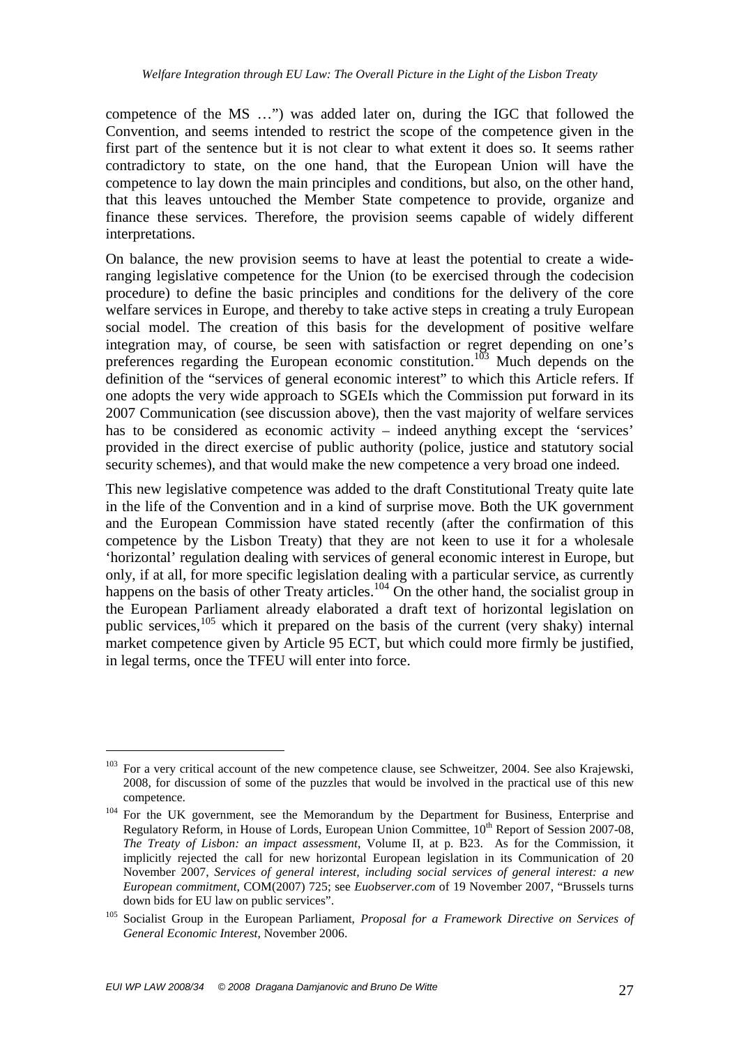competence of the MS …") was added later on, during the IGC that followed the Convention, and seems intended to restrict the scope of the competence given in the first part of the sentence but it is not clear to what extent it does so. It seems rather contradictory to state, on the one hand, that the European Union will have the competence to lay down the main principles and conditions, but also, on the other hand, that this leaves untouched the Member State competence to provide, organize and finance these services. Therefore, the provision seems capable of widely different interpretations.

On balance, the new provision seems to have at least the potential to create a wide-ranging legislative competence for the Union (to be exercised through the codecision procedure) to define the basic principles and conditions for the delivery of the core welfare services in Europe, and thereby to take active steps in creating a truly European social model. The creation of this basis for the development of positive welfare integration may, of course, be seen with satisfaction or regret depending on one's preferences regarding the European economic constitution.[103] Much depends on the definition of the "services of general economic interest" to which this Article refers. If one adopts the very wide approach to SGEIs which the Commission put forward in its 2007 Communication (see discussion above), then the vast majority of welfare services has to be considered as economic activity – indeed anything except the 'services' provided in the direct exercise of public authority (police, justice and statutory social security schemes), and that would make the new competence a very broad one indeed.

This new legislative competence was added to the draft Constitutional Treaty quite late in the life of the Convention and in a kind of surprise move. Both the UK government and the European Commission have stated recently (after the confirmation of this competence by the Lisbon Treaty) that they are not keen to use it for a wholesale 'horizontal' regulation dealing with services of general economic interest in Europe, but only, if at all, for more specific legislation dealing with a particular service, as currently happens on the basis of other Treaty articles.[104] On the other hand, the socialist group in the European Parliament already elaborated a draft text of horizontal legislation on public services,[105] which it prepared on the basis of the current (very shaky) internal market competence given by Article 95 ECT, but which could more firmly be justified, in legal terms, once the TFEU will enter into force.

---

[103] For a very critical account of the new competence clause, see Schweitzer, 2004. See also Krajewski, 2008, for discussion of some of the puzzles that would be involved in the practical use of this new competence.

[104] For the UK government, see the Memorandum by the Department for Business, Enterprise and Regulatory Reform, in House of Lords, European Union Committee, 10th Report of Session 2007-08, *The Treaty of Lisbon: an impact assessment*, Volume II, at p. B23. As for the Commission, it implicitly rejected the call for new horizontal European legislation in its Communication of 20 November 2007, *Services of general interest, including social services of general interest: a new European commitment*, COM(2007) 725; see *Euobserver.com* of 19 November 2007, "Brussels turns down bids for EU law on public services".

[105] Socialist Group in the European Parliament, *Proposal for a Framework Directive on Services of General Economic Interest*, November 2006.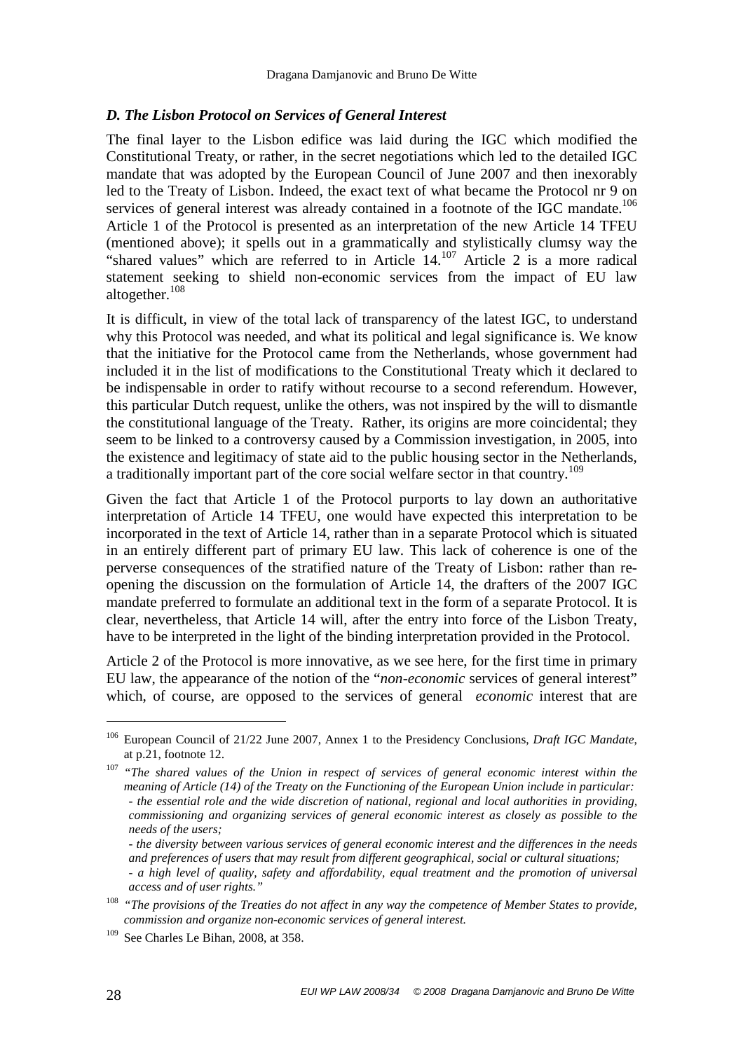### *D. The Lisbon Protocol on Services of General Interest*

The final layer to the Lisbon edifice was laid during the IGC which modified the Constitutional Treaty, or rather, in the secret negotiations which led to the detailed IGC mandate that was adopted by the European Council of June 2007 and then inexorably led to the Treaty of Lisbon. Indeed, the exact text of what became the Protocol nr 9 on services of general interest was already contained in a footnote of the IGC mandate.[106] Article 1 of the Protocol is presented as an interpretation of the new Article 14 TFEU (mentioned above); it spells out in a grammatically and stylistically clumsy way the "shared values" which are referred to in Article 14.[107] Article 2 is a more radical statement seeking to shield non-economic services from the impact of EU law altogether.[108]

It is difficult, in view of the total lack of transparency of the latest IGC, to understand why this Protocol was needed, and what its political and legal significance is. We know that the initiative for the Protocol came from the Netherlands, whose government had included it in the list of modifications to the Constitutional Treaty which it declared to be indispensable in order to ratify without recourse to a second referendum. However, this particular Dutch request, unlike the others, was not inspired by the will to dismantle the constitutional language of the Treaty. Rather, its origins are more coincidental; they seem to be linked to a controversy caused by a Commission investigation, in 2005, into the existence and legitimacy of state aid to the public housing sector in the Netherlands, a traditionally important part of the core social welfare sector in that country.[109]

Given the fact that Article 1 of the Protocol purports to lay down an authoritative interpretation of Article 14 TFEU, one would have expected this interpretation to be incorporated in the text of Article 14, rather than in a separate Protocol which is situated in an entirely different part of primary EU law. This lack of coherence is one of the perverse consequences of the stratified nature of the Treaty of Lisbon: rather than re-opening the discussion on the formulation of Article 14, the drafters of the 2007 IGC mandate preferred to formulate an additional text in the form of a separate Protocol. It is clear, nevertheless, that Article 14 will, after the entry into force of the Lisbon Treaty, have to be interpreted in the light of the binding interpretation provided in the Protocol.

Article 2 of the Protocol is more innovative, as we see here, for the first time in primary EU law, the appearance of the notion of the "*non-economic* services of general interest" which, of course, are opposed to the services of general *economic* interest that are

---

[106] European Council of 21/22 June 2007, Annex 1 to the Presidency Conclusions, *Draft IGC Mandate*, at p.21, footnote 12.

[107] *"The shared values of the Union in respect of services of general economic interest within the meaning of Article (14) of the Treaty on the Functioning of the European Union include in particular:*
*- the essential role and the wide discretion of national, regional and local authorities in providing, commissioning and organizing services of general economic interest as closely as possible to the needs of the users;*
*- the diversity between various services of general economic interest and the differences in the needs and preferences of users that may result from different geographical, social or cultural situations;*
*- a high level of quality, safety and affordability, equal treatment and the promotion of universal access and of user rights."*

[108] *"The provisions of the Treaties do not affect in any way the competence of Member States to provide, commission and organize non-economic services of general interest.*

[109] See Charles Le Bihan, 2008, at 358.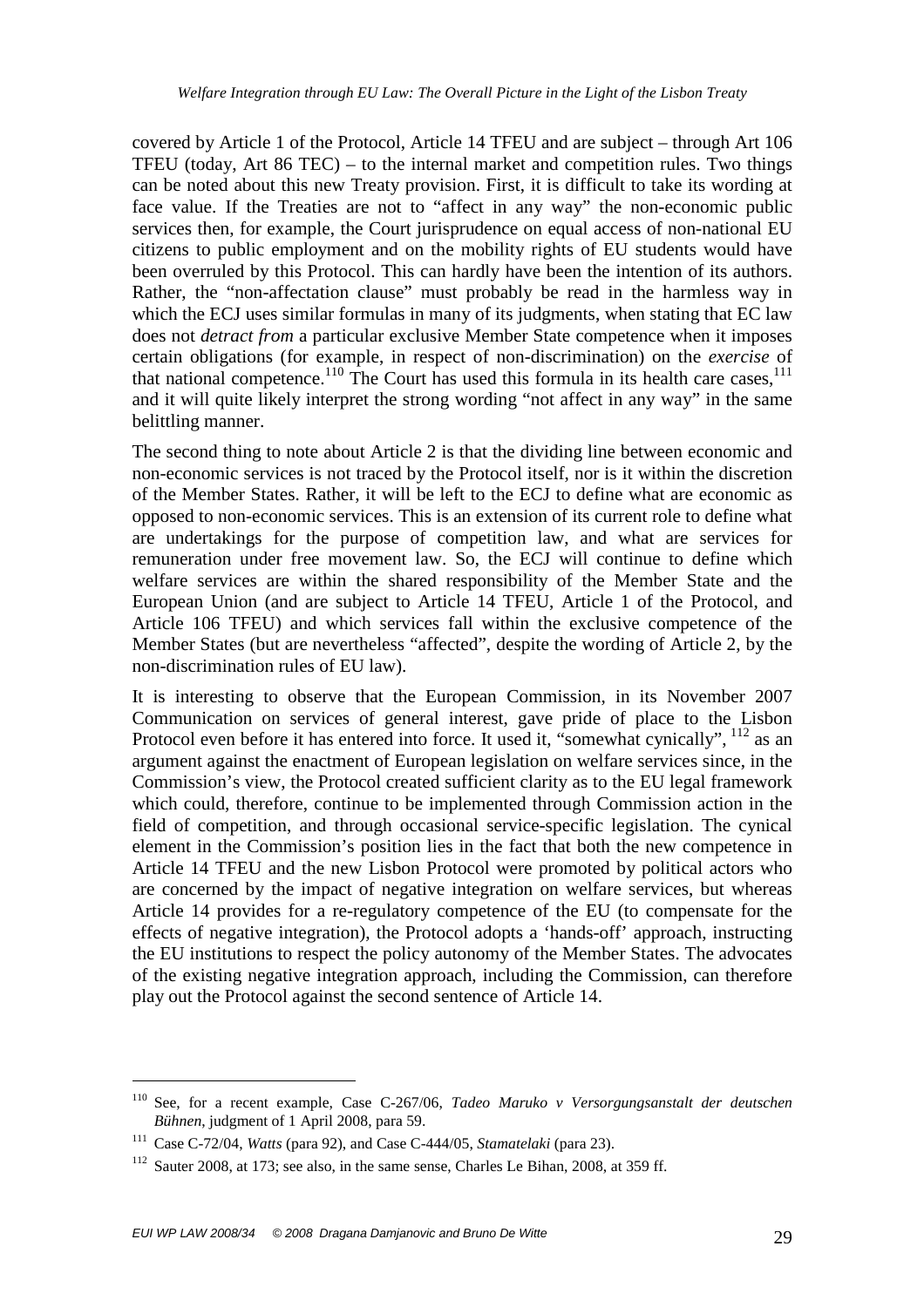covered by Article 1 of the Protocol, Article 14 TFEU and are subject – through Art 106 TFEU (today, Art 86 TEC) – to the internal market and competition rules. Two things can be noted about this new Treaty provision. First, it is difficult to take its wording at face value. If the Treaties are not to "affect in any way" the non-economic public services then, for example, the Court jurisprudence on equal access of non-national EU citizens to public employment and on the mobility rights of EU students would have been overruled by this Protocol. This can hardly have been the intention of its authors. Rather, the "non-affectation clause" must probably be read in the harmless way in which the ECJ uses similar formulas in many of its judgments, when stating that EC law does not *detract from* a particular exclusive Member State competence when it imposes certain obligations (for example, in respect of non-discrimination) on the *exercise* of that national competence.[110] The Court has used this formula in its health care cases,[111] and it will quite likely interpret the strong wording "not affect in any way" in the same belittling manner.

The second thing to note about Article 2 is that the dividing line between economic and non-economic services is not traced by the Protocol itself, nor is it within the discretion of the Member States. Rather, it will be left to the ECJ to define what are economic as opposed to non-economic services. This is an extension of its current role to define what are undertakings for the purpose of competition law, and what are services for remuneration under free movement law. So, the ECJ will continue to define which welfare services are within the shared responsibility of the Member State and the European Union (and are subject to Article 14 TFEU, Article 1 of the Protocol, and Article 106 TFEU) and which services fall within the exclusive competence of the Member States (but are nevertheless "affected", despite the wording of Article 2, by the non-discrimination rules of EU law).

It is interesting to observe that the European Commission, in its November 2007 Communication on services of general interest, gave pride of place to the Lisbon Protocol even before it has entered into force. It used it, "somewhat cynically", [112] as an argument against the enactment of European legislation on welfare services since, in the Commission's view, the Protocol created sufficient clarity as to the EU legal framework which could, therefore, continue to be implemented through Commission action in the field of competition, and through occasional service-specific legislation. The cynical element in the Commission's position lies in the fact that both the new competence in Article 14 TFEU and the new Lisbon Protocol were promoted by political actors who are concerned by the impact of negative integration on welfare services, but whereas Article 14 provides for a re-regulatory competence of the EU (to compensate for the effects of negative integration), the Protocol adopts a 'hands-off' approach, instructing the EU institutions to respect the policy autonomy of the Member States. The advocates of the existing negative integration approach, including the Commission, can therefore play out the Protocol against the second sentence of Article 14.

---

[110] See, for a recent example, Case C-267/06, *Tadeo Maruko v Versorgungsanstalt der deutschen Bühnen*, judgment of 1 April 2008, para 59.

[111] Case C-72/04, *Watts* (para 92), and Case C-444/05, *Stamatelaki* (para 23).

[112] Sauter 2008, at 173; see also, in the same sense, Charles Le Bihan, 2008, at 359 ff.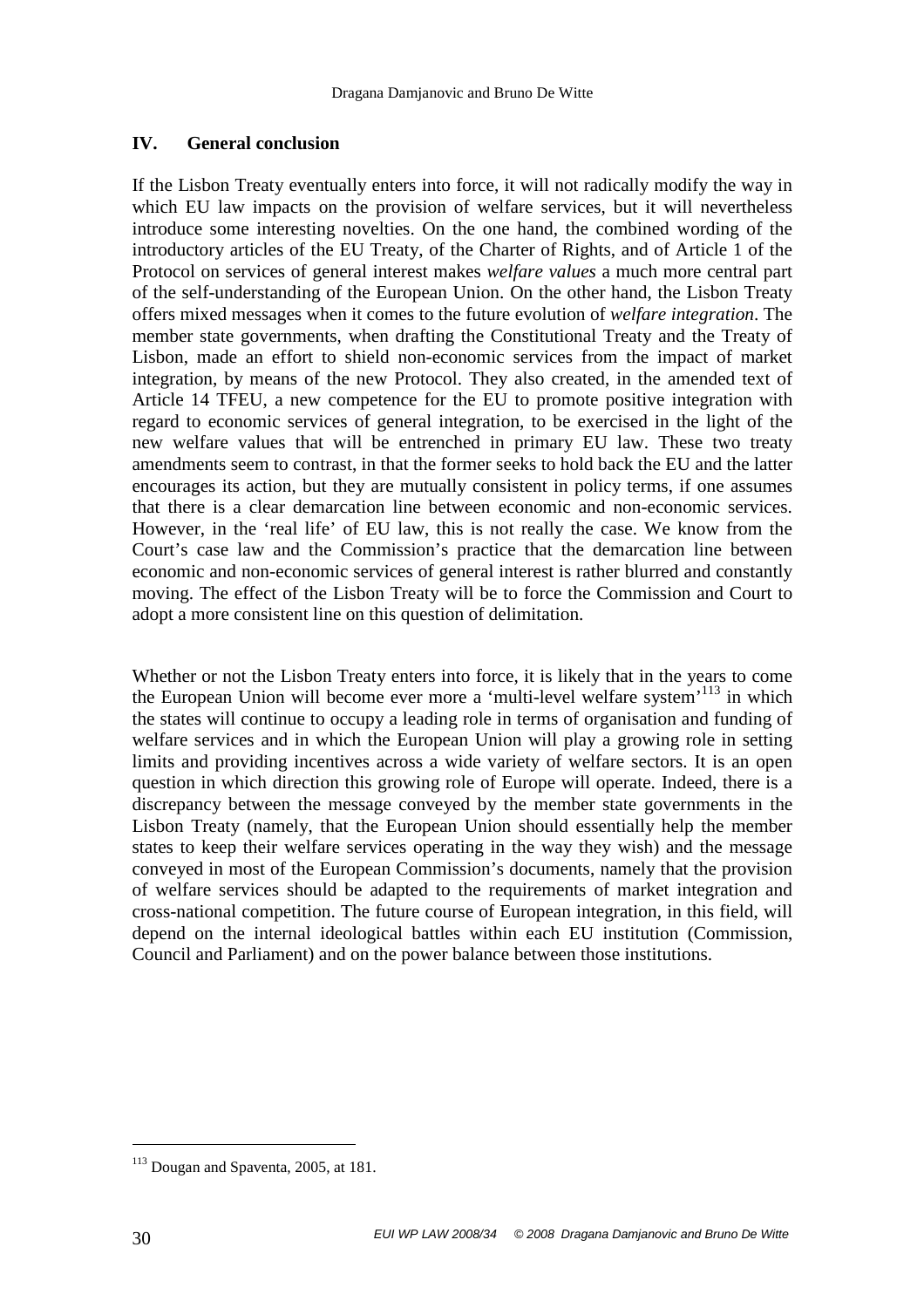## IV. General conclusion

If the Lisbon Treaty eventually enters into force, it will not radically modify the way in which EU law impacts on the provision of welfare services, but it will nevertheless introduce some interesting novelties. On the one hand, the combined wording of the introductory articles of the EU Treaty, of the Charter of Rights, and of Article 1 of the Protocol on services of general interest makes *welfare values* a much more central part of the self-understanding of the European Union. On the other hand, the Lisbon Treaty offers mixed messages when it comes to the future evolution of *welfare integration*. The member state governments, when drafting the Constitutional Treaty and the Treaty of Lisbon, made an effort to shield non-economic services from the impact of market integration, by means of the new Protocol. They also created, in the amended text of Article 14 TFEU, a new competence for the EU to promote positive integration with regard to economic services of general integration, to be exercised in the light of the new welfare values that will be entrenched in primary EU law. These two treaty amendments seem to contrast, in that the former seeks to hold back the EU and the latter encourages its action, but they are mutually consistent in policy terms, if one assumes that there is a clear demarcation line between economic and non-economic services. However, in the 'real life' of EU law, this is not really the case. We know from the Court's case law and the Commission's practice that the demarcation line between economic and non-economic services of general interest is rather blurred and constantly moving. The effect of the Lisbon Treaty will be to force the Commission and Court to adopt a more consistent line on this question of delimitation.

Whether or not the Lisbon Treaty enters into force, it is likely that in the years to come the European Union will become ever more a 'multi-level welfare system'[113] in which the states will continue to occupy a leading role in terms of organisation and funding of welfare services and in which the European Union will play a growing role in setting limits and providing incentives across a wide variety of welfare sectors. It is an open question in which direction this growing role of Europe will operate. Indeed, there is a discrepancy between the message conveyed by the member state governments in the Lisbon Treaty (namely, that the European Union should essentially help the member states to keep their welfare services operating in the way they wish) and the message conveyed in most of the European Commission's documents, namely that the provision of welfare services should be adapted to the requirements of market integration and cross-national competition. The future course of European integration, in this field, will depend on the internal ideological battles within each EU institution (Commission, Council and Parliament) and on the power balance between those institutions.

---

[113] Dougan and Spaventa, 2005, at 181.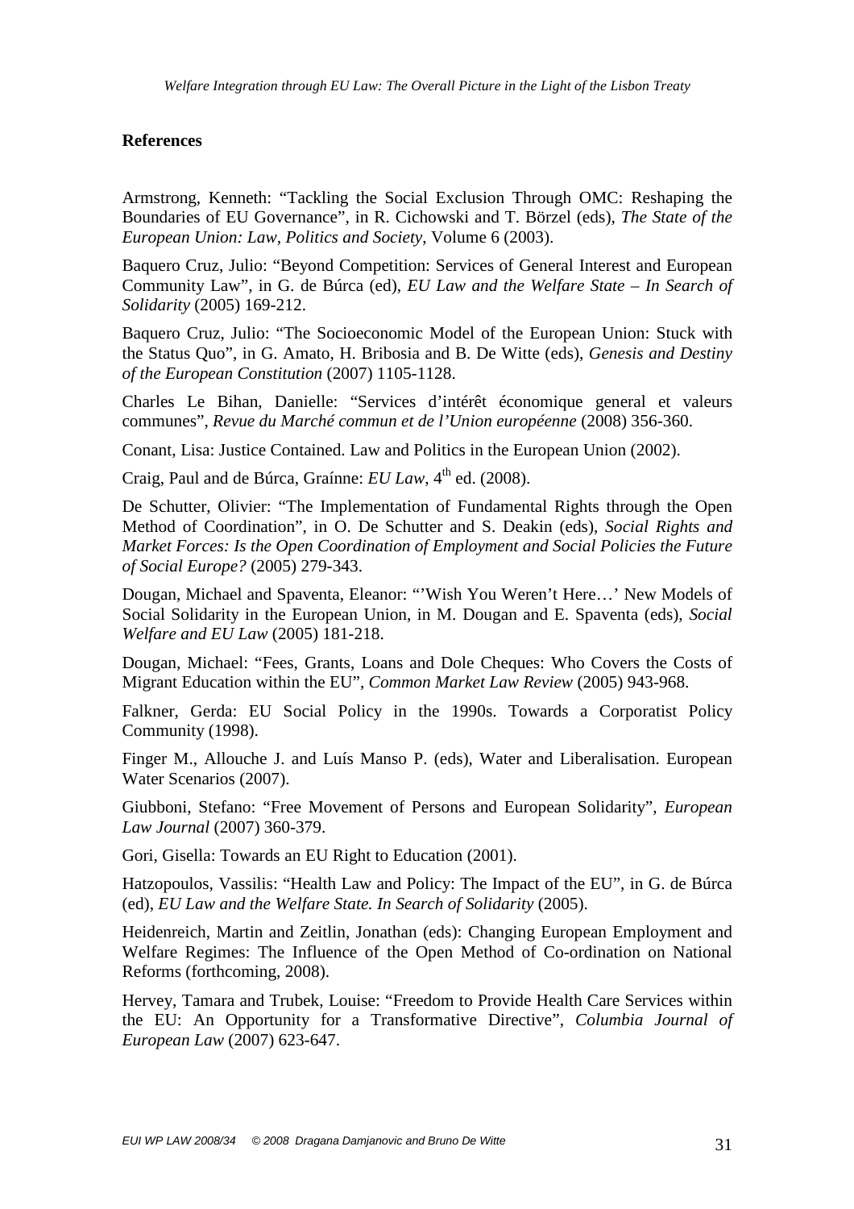## References

Armstrong, Kenneth: "Tackling the Social Exclusion Through OMC: Reshaping the Boundaries of EU Governance", in R. Cichowski and T. Börzel (eds), *The State of the European Union: Law, Politics and Society*, Volume 6 (2003).

Baquero Cruz, Julio: "Beyond Competition: Services of General Interest and European Community Law", in G. de Búrca (ed), *EU Law and the Welfare State – In Search of Solidarity* (2005) 169-212.

Baquero Cruz, Julio: "The Socioeconomic Model of the European Union: Stuck with the Status Quo", in G. Amato, H. Bribosia and B. De Witte (eds), *Genesis and Destiny of the European Constitution* (2007) 1105-1128.

Charles Le Bihan, Danielle: "Services d'intérêt économique general et valeurs communes", *Revue du Marché commun et de l'Union européenne* (2008) 356-360.

Conant, Lisa: Justice Contained. Law and Politics in the European Union (2002).

Craig, Paul and de Búrca, Graínne: *EU Law*, 4th ed. (2008).

De Schutter, Olivier: "The Implementation of Fundamental Rights through the Open Method of Coordination", in O. De Schutter and S. Deakin (eds), *Social Rights and Market Forces: Is the Open Coordination of Employment and Social Policies the Future of Social Europe?* (2005) 279-343.

Dougan, Michael and Spaventa, Eleanor: "'Wish You Weren't Here…' New Models of Social Solidarity in the European Union, in M. Dougan and E. Spaventa (eds), *Social Welfare and EU Law* (2005) 181-218.

Dougan, Michael: "Fees, Grants, Loans and Dole Cheques: Who Covers the Costs of Migrant Education within the EU", *Common Market Law Review* (2005) 943-968.

Falkner, Gerda: EU Social Policy in the 1990s. Towards a Corporatist Policy Community (1998).

Finger M., Allouche J. and Luís Manso P. (eds), Water and Liberalisation. European Water Scenarios (2007).

Giubboni, Stefano: "Free Movement of Persons and European Solidarity", *European Law Journal* (2007) 360-379.

Gori, Gisella: Towards an EU Right to Education (2001).

Hatzopoulos, Vassilis: "Health Law and Policy: The Impact of the EU", in G. de Búrca (ed), *EU Law and the Welfare State. In Search of Solidarity* (2005).

Heidenreich, Martin and Zeitlin, Jonathan (eds): Changing European Employment and Welfare Regimes: The Influence of the Open Method of Co-ordination on National Reforms (forthcoming, 2008).

Hervey, Tamara and Trubek, Louise: "Freedom to Provide Health Care Services within the EU: An Opportunity for a Transformative Directive", *Columbia Journal of European Law* (2007) 623-647.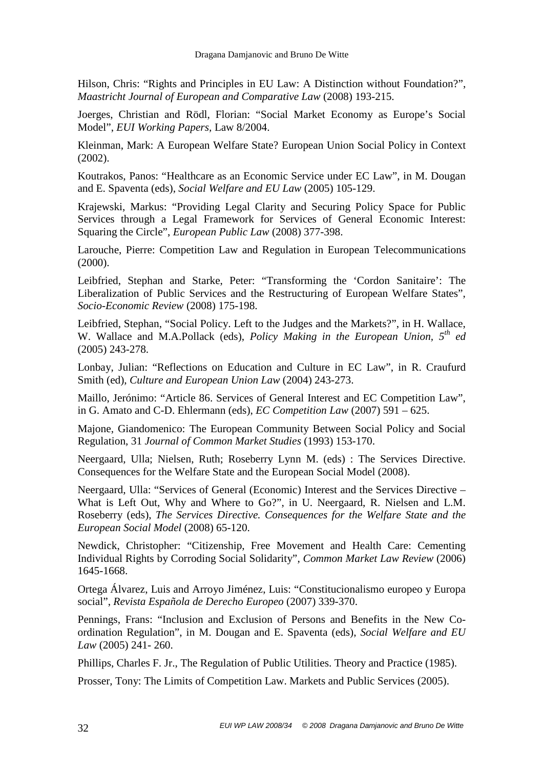Hilson, Chris: “Rights and Principles in EU Law: A Distinction without Foundation?”, *Maastricht Journal of European and Comparative Law* (2008) 193-215.

Joerges, Christian and Rödl, Florian: “Social Market Economy as Europe’s Social Model”, *EUI Working Papers*, Law 8/2004.

Kleinman, Mark: A European Welfare State? European Union Social Policy in Context (2002).

Koutrakos, Panos: “Healthcare as an Economic Service under EC Law”, in M. Dougan and E. Spaventa (eds), *Social Welfare and EU Law* (2005) 105-129.

Krajewski, Markus: “Providing Legal Clarity and Securing Policy Space for Public Services through a Legal Framework for Services of General Economic Interest: Squaring the Circle”, *European Public Law* (2008) 377-398.

Larouche, Pierre: Competition Law and Regulation in European Telecommunications (2000).

Leibfried, Stephan and Starke, Peter: “Transforming the ‘Cordon Sanitaire’: The Liberalization of Public Services and the Restructuring of European Welfare States”, *Socio-Economic Review* (2008) 175-198.

Leibfried, Stephan, “Social Policy. Left to the Judges and the Markets?”, in H. Wallace, W. Wallace and M.A.Pollack (eds), *Policy Making in the European Union, 5th ed* (2005) 243-278.

Lonbay, Julian: “Reflections on Education and Culture in EC Law”, in R. Craufurd Smith (ed), *Culture and European Union Law* (2004) 243-273.

Maillo, Jerónimo: “Article 86. Services of General Interest and EC Competition Law”, in G. Amato and C-D. Ehlermann (eds), *EC Competition Law* (2007) 591 – 625.

Majone, Giandomenico: The European Community Between Social Policy and Social Regulation, 31 *Journal of Common Market Studies* (1993) 153-170.

Neergaard, Ulla; Nielsen, Ruth; Roseberry Lynn M. (eds) : The Services Directive. Consequences for the Welfare State and the European Social Model (2008).

Neergaard, Ulla: “Services of General (Economic) Interest and the Services Directive – What is Left Out, Why and Where to Go?”, in U. Neergaard, R. Nielsen and L.M. Roseberry (eds), *The Services Directive. Consequences for the Welfare State and the European Social Model* (2008) 65-120.

Newdick, Christopher: “Citizenship, Free Movement and Health Care: Cementing Individual Rights by Corroding Social Solidarity”, *Common Market Law Review* (2006) 1645-1668.

Ortega Álvarez, Luis and Arroyo Jiménez, Luis: “Constitucionalismo europeo y Europa social”, *Revista Española de Derecho Europeo* (2007) 339-370.

Pennings, Frans: “Inclusion and Exclusion of Persons and Benefits in the New Co-ordination Regulation”, in M. Dougan and E. Spaventa (eds), *Social Welfare and EU Law* (2005) 241- 260.

Phillips, Charles F. Jr., The Regulation of Public Utilities. Theory and Practice (1985).

Prosser, Tony: The Limits of Competition Law. Markets and Public Services (2005).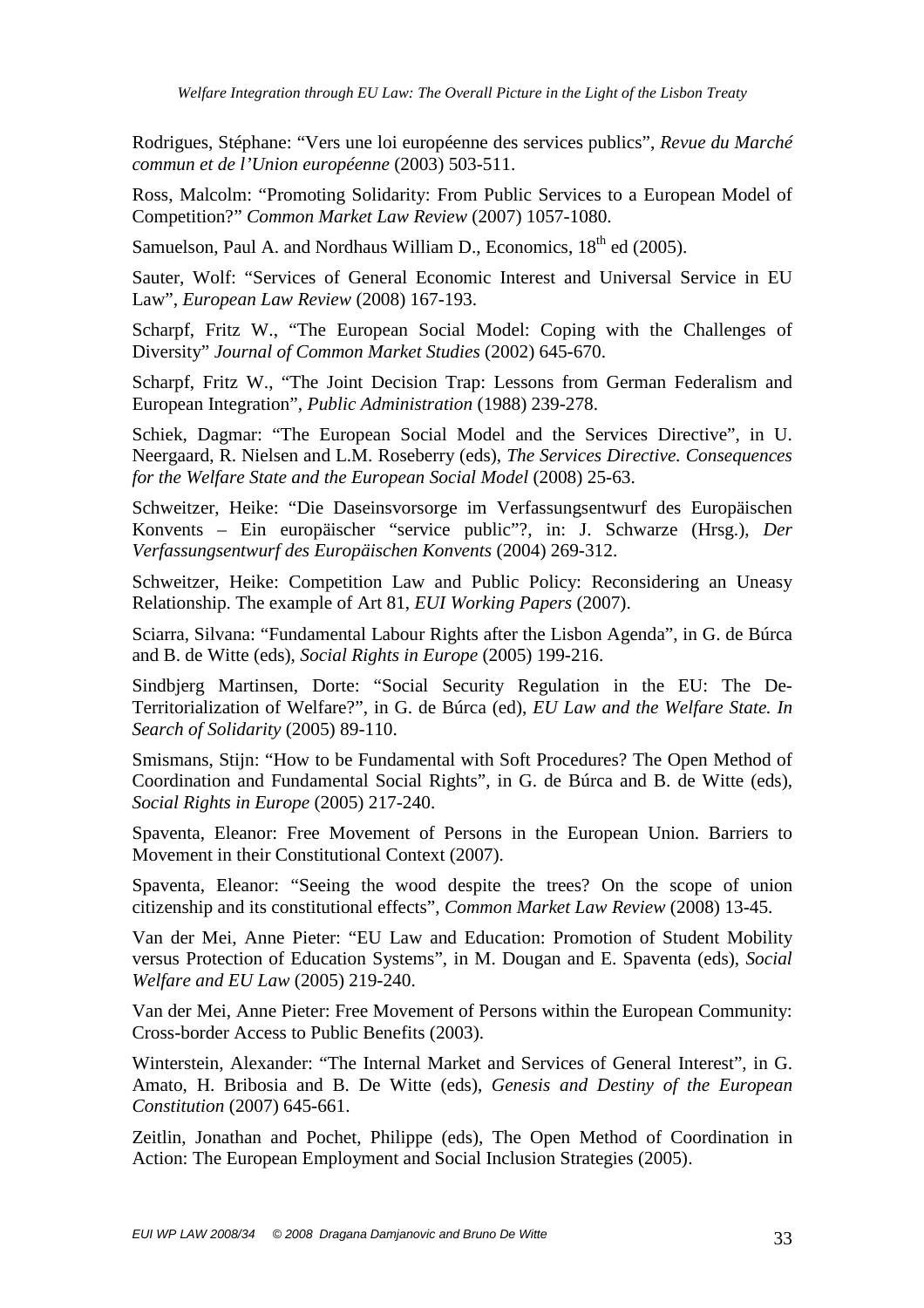Rodrigues, Stéphane: "Vers une loi européenne des services publics", *Revue du Marché commun et de l'Union européenne* (2003) 503-511.

Ross, Malcolm: "Promoting Solidarity: From Public Services to a European Model of Competition?" *Common Market Law Review* (2007) 1057-1080.

Samuelson, Paul A. and Nordhaus William D., Economics, 18th ed (2005).

Sauter, Wolf: "Services of General Economic Interest and Universal Service in EU Law", *European Law Review* (2008) 167-193.

Scharpf, Fritz W., "The European Social Model: Coping with the Challenges of Diversity" *Journal of Common Market Studies* (2002) 645-670.

Scharpf, Fritz W., "The Joint Decision Trap: Lessons from German Federalism and European Integration", *Public Administration* (1988) 239-278.

Schiek, Dagmar: "The European Social Model and the Services Directive", in U. Neergaard, R. Nielsen and L.M. Roseberry (eds), *The Services Directive. Consequences for the Welfare State and the European Social Model* (2008) 25-63.

Schweitzer, Heike: "Die Daseinsvorsorge im Verfassungsentwurf des Europäischen Konvents – Ein europäischer "service public"?, in: J. Schwarze (Hrsg.), *Der Verfassungsentwurf des Europäischen Konvents* (2004) 269-312.

Schweitzer, Heike: Competition Law and Public Policy: Reconsidering an Uneasy Relationship. The example of Art 81, *EUI Working Papers* (2007).

Sciarra, Silvana: "Fundamental Labour Rights after the Lisbon Agenda", in G. de Búrca and B. de Witte (eds), *Social Rights in Europe* (2005) 199-216.

Sindbjerg Martinsen, Dorte: "Social Security Regulation in the EU: The De-Territorialization of Welfare?", in G. de Búrca (ed), *EU Law and the Welfare State. In Search of Solidarity* (2005) 89-110.

Smismans, Stijn: "How to be Fundamental with Soft Procedures? The Open Method of Coordination and Fundamental Social Rights", in G. de Búrca and B. de Witte (eds), *Social Rights in Europe* (2005) 217-240.

Spaventa, Eleanor: Free Movement of Persons in the European Union. Barriers to Movement in their Constitutional Context (2007).

Spaventa, Eleanor: "Seeing the wood despite the trees? On the scope of union citizenship and its constitutional effects", *Common Market Law Review* (2008) 13-45.

Van der Mei, Anne Pieter: "EU Law and Education: Promotion of Student Mobility versus Protection of Education Systems", in M. Dougan and E. Spaventa (eds), *Social Welfare and EU Law* (2005) 219-240.

Van der Mei, Anne Pieter: Free Movement of Persons within the European Community: Cross-border Access to Public Benefits (2003).

Winterstein, Alexander: "The Internal Market and Services of General Interest", in G. Amato, H. Bribosia and B. De Witte (eds), *Genesis and Destiny of the European Constitution* (2007) 645-661.

Zeitlin, Jonathan and Pochet, Philippe (eds), The Open Method of Coordination in Action: The European Employment and Social Inclusion Strategies (2005).